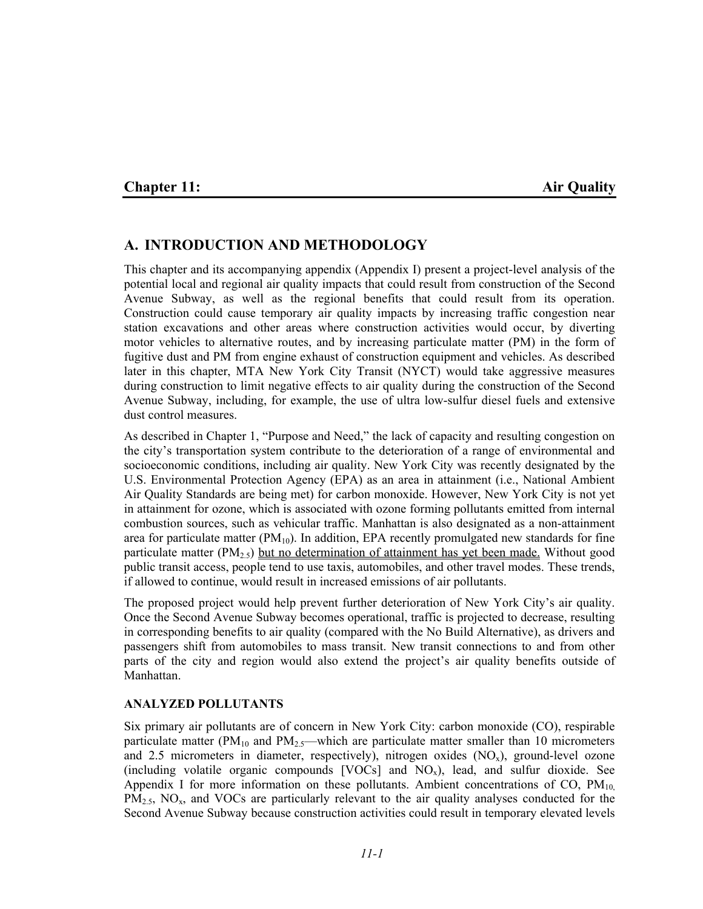# Chapter 11: Air Quality

## A. INTRODUCTION AND METHODOLOGY

This chapter and its accompanying appendix (Appendix I) present a project-level analysis of the potential local and regional air quality impacts that could result from construction of the Second Avenue Subway, as well as the regional benefits that could result from its operation. Construction could cause temporary air quality impacts by increasing traffic congestion near station excavations and other areas where construction activities would occur, by diverting motor vehicles to alternative routes, and by increasing particulate matter (PM) in the form of fugitive dust and PM from engine exhaust of construction equipment and vehicles. As described later in this chapter, MTA New York City Transit (NYCT) would take aggressive measures during construction to limit negative effects to air quality during the construction of the Second Avenue Subway, including, for example, the use of ultra low-sulfur diesel fuels and extensive dust control measures.

As described in Chapter 1, "Purpose and Need," the lack of capacity and resulting congestion on the city's transportation system contribute to the deterioration of a range of environmental and socioeconomic conditions, including air quality. New York City was recently designated by the U.S. Environmental Protection Agency (EPA) as an area in attainment (i.e., National Ambient Air Quality Standards are being met) for carbon monoxide. However, New York City is not yet in attainment for ozone, which is associated with ozone forming pollutants emitted from internal combustion sources, such as vehicular traffic. Manhattan is also designated as a non-attainment area for particulate matter ($PM_{10}$). In addition, EPA recently promulgated new standards for fine particulate matter ($PM_{2.5}$) <u>but no determination of attainment has yet been made.</u> Without good public transit access, people tend to use taxis, automobiles, and other travel modes. These trends, if allowed to continue, would result in increased emissions of air pollutants.

The proposed project would help prevent further deterioration of New York City's air quality. Once the Second Avenue Subway becomes operational, traffic is projected to decrease, resulting in corresponding benefits to air quality (compared with the No Build Alternative), as drivers and passengers shift from automobiles to mass transit. New transit connections to and from other parts of the city and region would also extend the project's air quality benefits outside of Manhattan.

### ANALYZED POLLUTANTS

Six primary air pollutants are of concern in New York City: carbon monoxide (CO), respirable particulate matter ($PM_{10}$ and $PM_{2.5}$—which are particulate matter smaller than 10 micrometers and 2.5 micrometers in diameter, respectively), nitrogen oxides ($NO_x$), ground-level ozone (including volatile organic compounds [VOCs] and $NO_x$), lead, and sulfur dioxide. See Appendix I for more information on these pollutants. Ambient concentrations of CO, $PM_{10}$, $PM_{2.5}$, $NO_x$, and VOCs are particularly relevant to the air quality analyses conducted for the Second Avenue Subway because construction activities could result in temporary elevated levels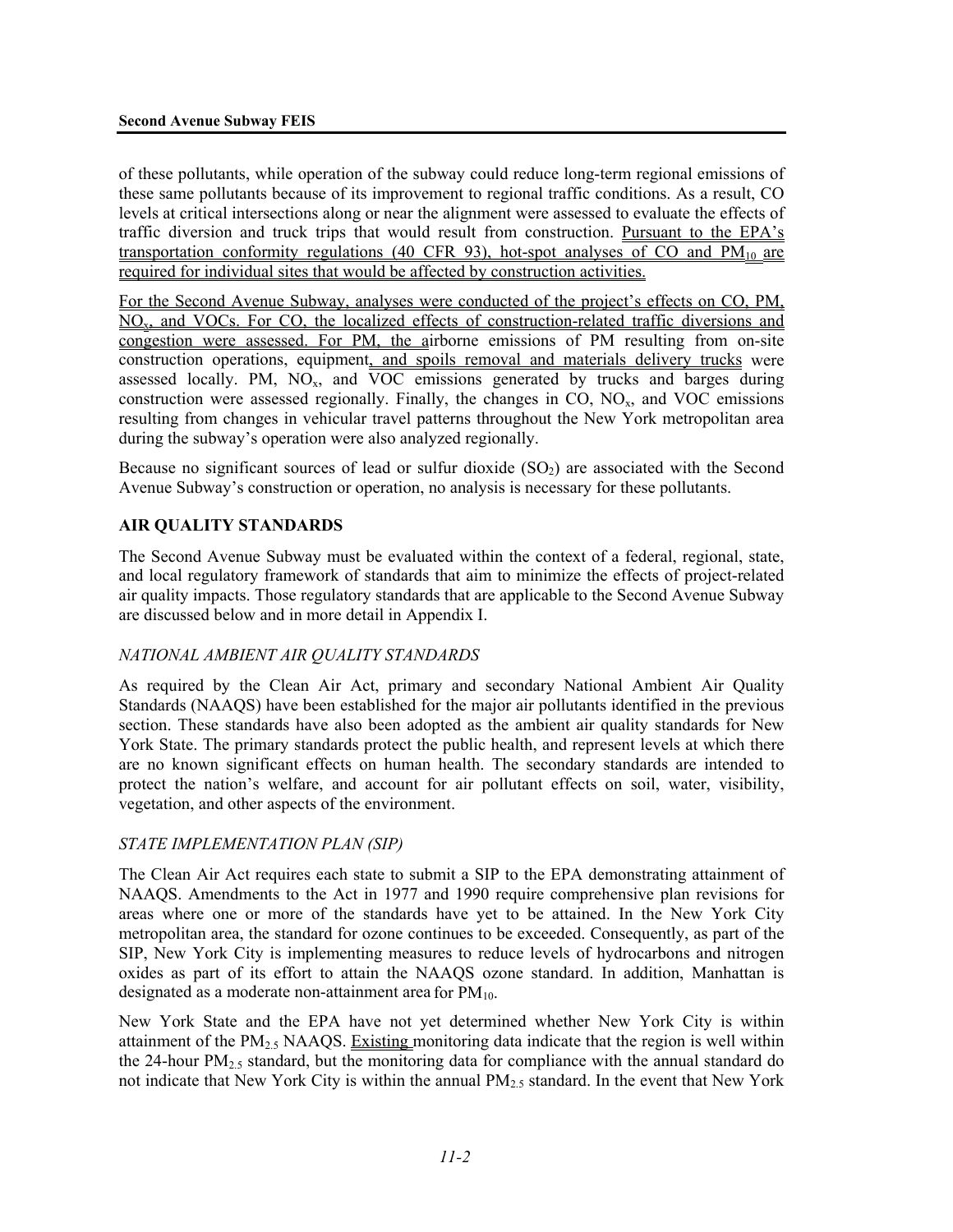of these pollutants, while operation of the subway could reduce long-term regional emissions of these same pollutants because of its improvement to regional traffic conditions. As a result, CO levels at critical intersections along or near the alignment were assessed to evaluate the effects of traffic diversion and truck trips that would result from construction. Pursuant to the EPA's transportation conformity regulations (40 CFR 93), hot-spot analyses of CO and $PM_{10}$ are required for individual sites that would be affected by construction activities.

For the Second Avenue Subway, analyses were conducted of the project's effects on CO, PM, $NO_x$, and VOCs. For CO, the localized effects of construction-related traffic diversions and congestion were assessed. For PM, the airborne emissions of PM resulting from on-site construction operations, equipment, and spoils removal and materials delivery trucks were assessed locally. PM, $NO_x$, and VOC emissions generated by trucks and barges during construction were assessed regionally. Finally, the changes in CO, $NO_x$, and VOC emissions resulting from changes in vehicular travel patterns throughout the New York metropolitan area during the subway's operation were also analyzed regionally.

Because no significant sources of lead or sulfur dioxide ($SO_2$) are associated with the Second Avenue Subway's construction or operation, no analysis is necessary for these pollutants.

## AIR QUALITY STANDARDS

The Second Avenue Subway must be evaluated within the context of a federal, regional, state, and local regulatory framework of standards that aim to minimize the effects of project-related air quality impacts. Those regulatory standards that are applicable to the Second Avenue Subway are discussed below and in more detail in Appendix I.

### *NATIONAL AMBIENT AIR QUALITY STANDARDS*

As required by the Clean Air Act, primary and secondary National Ambient Air Quality Standards (NAAQS) have been established for the major air pollutants identified in the previous section. These standards have also been adopted as the ambient air quality standards for New York State. The primary standards protect the public health, and represent levels at which there are no known significant effects on human health. The secondary standards are intended to protect the nation's welfare, and account for air pollutant effects on soil, water, visibility, vegetation, and other aspects of the environment.

### *STATE IMPLEMENTATION PLAN (SIP)*

The Clean Air Act requires each state to submit a SIP to the EPA demonstrating attainment of NAAQS. Amendments to the Act in 1977 and 1990 require comprehensive plan revisions for areas where one or more of the standards have yet to be attained. In the New York City metropolitan area, the standard for ozone continues to be exceeded. Consequently, as part of the SIP, New York City is implementing measures to reduce levels of hydrocarbons and nitrogen oxides as part of its effort to attain the NAAQS ozone standard. In addition, Manhattan is designated as a moderate non-attainment area for $PM_{10}$.

New York State and the EPA have not yet determined whether New York City is within attainment of the $PM_{2.5}$ NAAQS. Existing monitoring data indicate that the region is well within the 24-hour $PM_{2.5}$ standard, but the monitoring data for compliance with the annual standard do not indicate that New York City is within the annual $PM_{2.5}$ standard. In the event that New York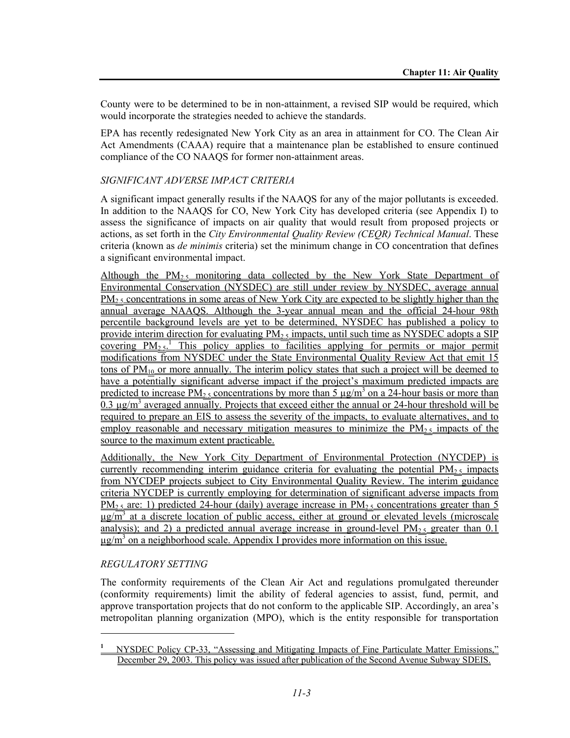County were to be determined to be in non-attainment, a revised SIP would be required, which would incorporate the strategies needed to achieve the standards.

EPA has recently redesignated New York City as an area in attainment for CO. The Clean Air Act Amendments (CAAA) require that a maintenance plan be established to ensure continued compliance of the CO NAAQS for former non-attainment areas.

### *SIGNIFICANT ADVERSE IMPACT CRITERIA*

A significant impact generally results if the NAAQS for any of the major pollutants is exceeded. In addition to the NAAQS for CO, New York City has developed criteria (see Appendix I) to assess the significance of impacts on air quality that would result from proposed projects or actions, as set forth in the *City Environmental Quality Review (CEQR) Technical Manual*. These criteria (known as *de minimis* criteria) set the minimum change in CO concentration that defines a significant environmental impact.

Although the $PM_{2.5}$ monitoring data collected by the New York State Department of Environmental Conservation (NYSDEC) are still under review by NYSDEC, average annual $PM_{2.5}$ concentrations in some areas of New York City are expected to be slightly higher than the annual average NAAQS. Although the 3-year annual mean and the official 24-hour 98th percentile background levels are yet to be determined, NYSDEC has published a policy to provide interim direction for evaluating $PM_{2.5}$ impacts, until such time as NYSDEC adopts a SIP covering $PM_{2.5}$.[1] This policy applies to facilities applying for permits or major permit modifications from NYSDEC under the State Environmental Quality Review Act that emit 15 tons of $PM_{10}$ or more annually. The interim policy states that such a project will be deemed to have a potentially significant adverse impact if the project's maximum predicted impacts are predicted to increase $PM_{2.5}$ concentrations by more than 5 $\mu g/m^3$ on a 24-hour basis or more than 0.3 $\mu g/m^3$ averaged annually. Projects that exceed either the annual or 24-hour threshold will be required to prepare an EIS to assess the severity of the impacts, to evaluate alternatives, and to employ reasonable and necessary mitigation measures to minimize the $PM_{2.5}$ impacts of the source to the maximum extent practicable.

Additionally, the New York City Department of Environmental Protection (NYCDEP) is currently recommending interim guidance criteria for evaluating the potential $PM_{2.5}$ impacts from NYCDEP projects subject to City Environmental Quality Review. The interim guidance criteria NYCDEP is currently employing for determination of significant adverse impacts from $PM_{2.5}$ are: 1) predicted 24-hour (daily) average increase in $PM_{2.5}$ concentrations greater than 5 $\mu g/m^3$ at a discrete location of public access, either at ground or elevated levels (microscale analysis); and 2) a predicted annual average increase in ground-level $PM_{2.5}$ greater than 0.1 $\mu g/m^3$ on a neighborhood scale. Appendix I provides more information on this issue.

### *REGULATORY SETTING*

The conformity requirements of the Clean Air Act and regulations promulgated thereunder (conformity requirements) limit the ability of federal agencies to assist, fund, permit, and approve transportation projects that do not conform to the applicable SIP. Accordingly, an area's metropolitan planning organization (MPO), which is the entity responsible for transportation

---

[1] NYSDEC Policy CP-33, "Assessing and Mitigating Impacts of Fine Particulate Matter Emissions," December 29, 2003. This policy was issued after publication of the Second Avenue Subway SDEIS.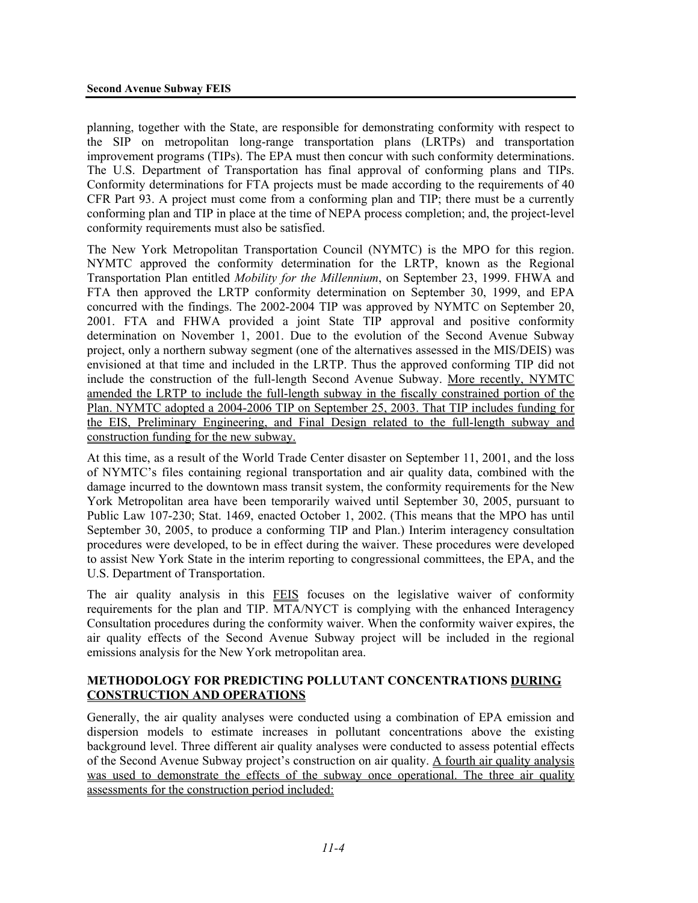planning, together with the State, are responsible for demonstrating conformity with respect to the SIP on metropolitan long-range transportation plans (LRTPs) and transportation improvement programs (TIPs). The EPA must then concur with such conformity determinations. The U.S. Department of Transportation has final approval of conforming plans and TIPs. Conformity determinations for FTA projects must be made according to the requirements of 40 CFR Part 93. A project must come from a conforming plan and TIP; there must be a currently conforming plan and TIP in place at the time of NEPA process completion; and, the project-level conformity requirements must also be satisfied.

The New York Metropolitan Transportation Council (NYMTC) is the MPO for this region. NYMTC approved the conformity determination for the LRTP, known as the Regional Transportation Plan entitled *Mobility for the Millennium*, on September 23, 1999. FHWA and FTA then approved the LRTP conformity determination on September 30, 1999, and EPA concurred with the findings. The 2002-2004 TIP was approved by NYMTC on September 20, 2001. FTA and FHWA provided a joint State TIP approval and positive conformity determination on November 1, 2001. Due to the evolution of the Second Avenue Subway project, only a northern subway segment (one of the alternatives assessed in the MIS/DEIS) was envisioned at that time and included in the LRTP. Thus the approved conforming TIP did not include the construction of the full-length Second Avenue Subway. More recently, NYMTC amended the LRTP to include the full-length subway in the fiscally constrained portion of the Plan. NYMTC adopted a 2004-2006 TIP on September 25, 2003. That TIP includes funding for the EIS, Preliminary Engineering, and Final Design related to the full-length subway and construction funding for the new subway.

At this time, as a result of the World Trade Center disaster on September 11, 2001, and the loss of NYMTC's files containing regional transportation and air quality data, combined with the damage incurred to the downtown mass transit system, the conformity requirements for the New York Metropolitan area have been temporarily waived until September 30, 2005, pursuant to Public Law 107-230; Stat. 1469, enacted October 1, 2002. (This means that the MPO has until September 30, 2005, to produce a conforming TIP and Plan.) Interim interagency consultation procedures were developed, to be in effect during the waiver. These procedures were developed to assist New York State in the interim reporting to congressional committees, the EPA, and the U.S. Department of Transportation.

The air quality analysis in this FEIS focuses on the legislative waiver of conformity requirements for the plan and TIP. MTA/NYCT is complying with the enhanced Interagency Consultation procedures during the conformity waiver. When the conformity waiver expires, the air quality effects of the Second Avenue Subway project will be included in the regional emissions analysis for the New York metropolitan area.

### METHODOLOGY FOR PREDICTING POLLUTANT CONCENTRATIONS DURING CONSTRUCTION AND OPERATIONS

Generally, the air quality analyses were conducted using a combination of EPA emission and dispersion models to estimate increases in pollutant concentrations above the existing background level. Three different air quality analyses were conducted to assess potential effects of the Second Avenue Subway project's construction on air quality. A fourth air quality analysis was used to demonstrate the effects of the subway once operational. The three air quality assessments for the construction period included: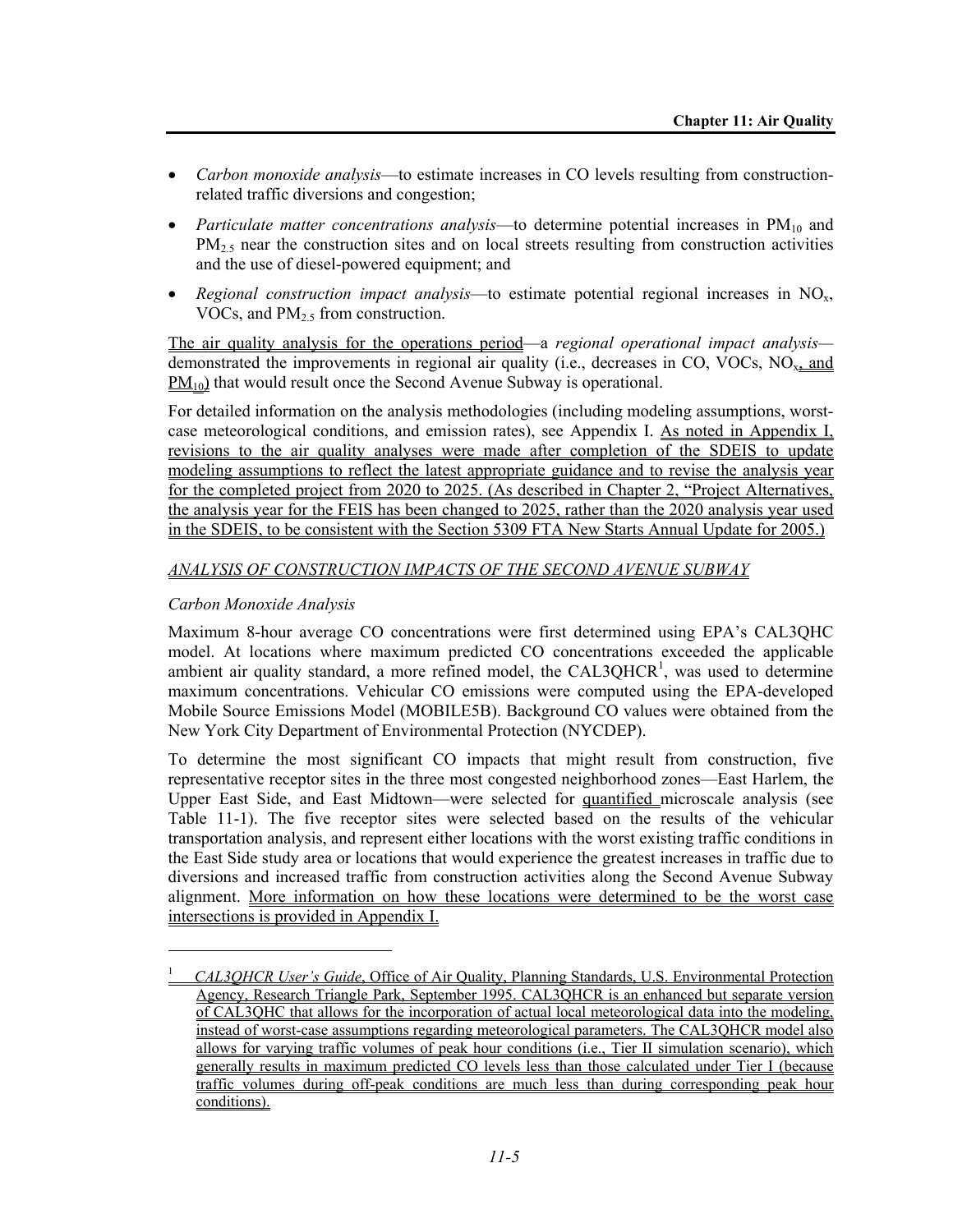- *Carbon monoxide analysis*—to estimate increases in CO levels resulting from construction-related traffic diversions and congestion;
- *Particulate matter concentrations analysis*—to determine potential increases in $PM_{10}$ and $PM_{2.5}$ near the construction sites and on local streets resulting from construction activities and the use of diesel-powered equipment; and
- *Regional construction impact analysis*—to estimate potential regional increases in $NO_x$, VOCs, and $PM_{2.5}$ from construction.

The air quality analysis for the operations period—a *regional operational impact analysis*—demonstrated the improvements in regional air quality (i.e., decreases in CO, VOCs, $NO_x$, and $PM_{10}$) that would result once the Second Avenue Subway is operational.

For detailed information on the analysis methodologies (including modeling assumptions, worst-case meteorological conditions, and emission rates), see Appendix I. As noted in Appendix I, revisions to the air quality analyses were made after completion of the SDEIS to update modeling assumptions to reflect the latest appropriate guidance and to revise the analysis year for the completed project from 2020 to 2025. (As described in Chapter 2, "Project Alternatives, the analysis year for the FEIS has been changed to 2025, rather than the 2020 analysis year used in the SDEIS, to be consistent with the Section 5309 FTA New Starts Annual Update for 2005.)

*ANALYSIS OF CONSTRUCTION IMPACTS OF THE SECOND AVENUE SUBWAY*

*Carbon Monoxide Analysis*

Maximum 8-hour average CO concentrations were first determined using EPA's CAL3QHC model. At locations where maximum predicted CO concentrations exceeded the applicable ambient air quality standard, a more refined model, the CAL3QHCR[1], was used to determine maximum concentrations. Vehicular CO emissions were computed using the EPA-developed Mobile Source Emissions Model (MOBILE5B). Background CO values were obtained from the New York City Department of Environmental Protection (NYCDEP).

To determine the most significant CO impacts that might result from construction, five representative receptor sites in the three most congested neighborhood zones—East Harlem, the Upper East Side, and East Midtown—were selected for quantified microscale analysis (see Table 11-1). The five receptor sites were selected based on the results of the vehicular transportation analysis, and represent either locations with the worst existing traffic conditions in the East Side study area or locations that would experience the greatest increases in traffic due to diversions and increased traffic from construction activities along the Second Avenue Subway alignment. More information on how these locations were determined to be the worst case intersections is provided in Appendix I.

[1] *CAL3QHCR User's Guide*, Office of Air Quality, Planning Standards, U.S. Environmental Protection Agency, Research Triangle Park, September 1995. CAL3QHCR is an enhanced but separate version of CAL3QHC that allows for the incorporation of actual local meteorological data into the modeling, instead of worst-case assumptions regarding meteorological parameters. The CAL3QHCR model also allows for varying traffic volumes of peak hour conditions (i.e., Tier II simulation scenario), which generally results in maximum predicted CO levels less than those calculated under Tier I (because traffic volumes during off-peak conditions are much less than during corresponding peak hour conditions).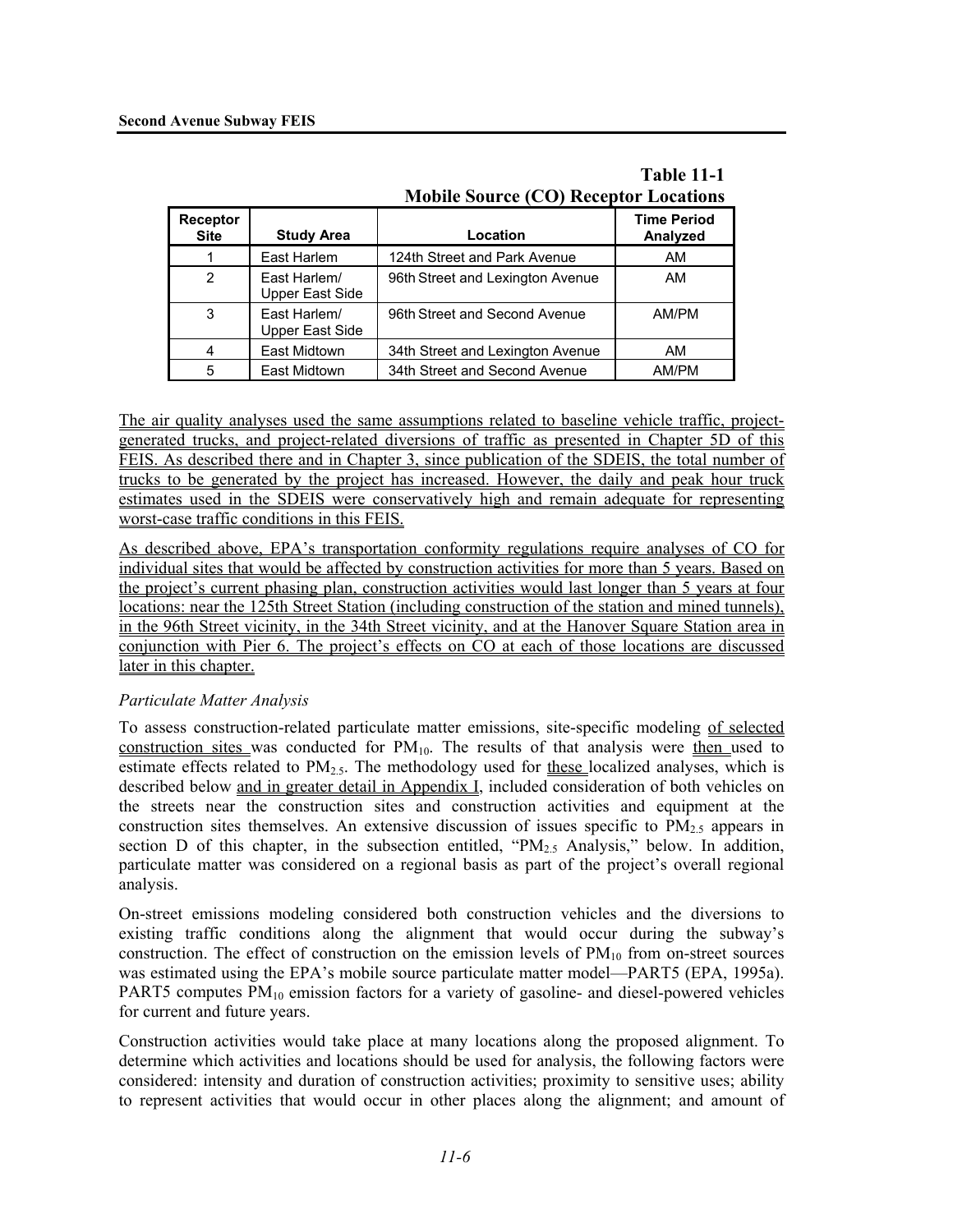**Table 11-1**
**Mobile Source (CO) Receptor Locations**

| Receptor Site | Study Area | Location | Time Period Analyzed |
|---|---|---|---|
| 1 | East Harlem | 124th Street and Park Avenue | AM |
| 2 | East Harlem/ Upper East Side | 96th Street and Lexington Avenue | AM |
| 3 | East Harlem/ Upper East Side | 96th Street and Second Avenue | AM/PM |
| 4 | East Midtown | 34th Street and Lexington Avenue | AM |
| 5 | East Midtown | 34th Street and Second Avenue | AM/PM |

The air quality analyses used the same assumptions related to baseline vehicle traffic, project-generated trucks, and project-related diversions of traffic as presented in Chapter 5D of this FEIS. As described there and in Chapter 3, since publication of the SDEIS, the total number of trucks to be generated by the project has increased. However, the daily and peak hour truck estimates used in the SDEIS were conservatively high and remain adequate for representing worst-case traffic conditions in this FEIS.

As described above, EPA's transportation conformity regulations require analyses of CO for individual sites that would be affected by construction activities for more than 5 years. Based on the project's current phasing plan, construction activities would last longer than 5 years at four locations: near the 125th Street Station (including construction of the station and mined tunnels), in the 96th Street vicinity, in the 34th Street vicinity, and at the Hanover Square Station area in conjunction with Pier 6. The project's effects on CO at each of those locations are discussed later in this chapter.

*Particulate Matter Analysis*

To assess construction-related particulate matter emissions, site-specific modeling of selected construction sites was conducted for $PM_{10}$. The results of that analysis were then used to estimate effects related to $PM_{2.5}$. The methodology used for these localized analyses, which is described below and in greater detail in Appendix I, included consideration of both vehicles on the streets near the construction sites and construction activities and equipment at the construction sites themselves. An extensive discussion of issues specific to $PM_{2.5}$ appears in section D of this chapter, in the subsection entitled, "$PM_{2.5}$ Analysis," below. In addition, particulate matter was considered on a regional basis as part of the project's overall regional analysis.

On-street emissions modeling considered both construction vehicles and the diversions to existing traffic conditions along the alignment that would occur during the subway's construction. The effect of construction on the emission levels of $PM_{10}$ from on-street sources was estimated using the EPA's mobile source particulate matter model—PART5 (EPA, 1995a). PART5 computes $PM_{10}$ emission factors for a variety of gasoline- and diesel-powered vehicles for current and future years.

Construction activities would take place at many locations along the proposed alignment. To determine which activities and locations should be used for analysis, the following factors were considered: intensity and duration of construction activities; proximity to sensitive uses; ability to represent activities that would occur in other places along the alignment; and amount of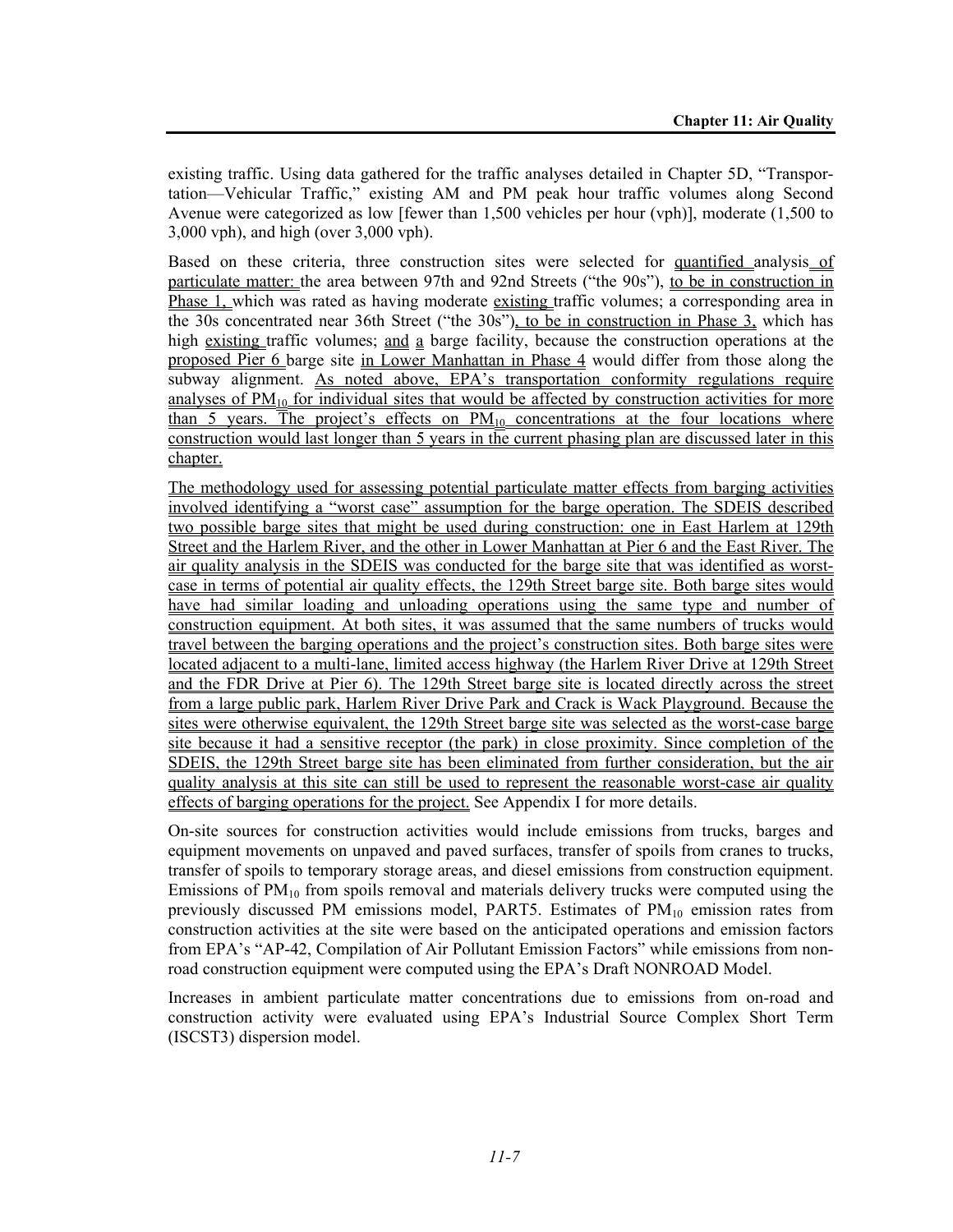existing traffic. Using data gathered for the traffic analyses detailed in Chapter 5D, "Transportation—Vehicular Traffic," existing AM and PM peak hour traffic volumes along Second Avenue were categorized as low [fewer than 1,500 vehicles per hour (vph)], moderate (1,500 to 3,000 vph), and high (over 3,000 vph).

Based on these criteria, three construction sites were selected for quantified analysis of particulate matter: the area between 97th and 92nd Streets ("the 90s"), to be in construction in Phase 1, which was rated as having moderate existing traffic volumes; a corresponding area in the 30s concentrated near 36th Street ("the 30s"), to be in construction in Phase 3, which has high existing traffic volumes; and a barge facility, because the construction operations at the proposed Pier 6 barge site in Lower Manhattan in Phase 4 would differ from those along the subway alignment. As noted above, EPA's transportation conformity regulations require analyses of $PM_{10}$ for individual sites that would be affected by construction activities for more than 5 years. The project's effects on $PM_{10}$ concentrations at the four locations where construction would last longer than 5 years in the current phasing plan are discussed later in this chapter.

The methodology used for assessing potential particulate matter effects from barging activities involved identifying a "worst case" assumption for the barge operation. The SDEIS described two possible barge sites that might be used during construction: one in East Harlem at 129th Street and the Harlem River, and the other in Lower Manhattan at Pier 6 and the East River. The air quality analysis in the SDEIS was conducted for the barge site that was identified as worst-case in terms of potential air quality effects, the 129th Street barge site. Both barge sites would have had similar loading and unloading operations using the same type and number of construction equipment. At both sites, it was assumed that the same numbers of trucks would travel between the barging operations and the project's construction sites. Both barge sites were located adjacent to a multi-lane, limited access highway (the Harlem River Drive at 129th Street and the FDR Drive at Pier 6). The 129th Street barge site is located directly across the street from a large public park, Harlem River Drive Park and Crack is Wack Playground. Because the sites were otherwise equivalent, the 129th Street barge site was selected as the worst-case barge site because it had a sensitive receptor (the park) in close proximity. Since completion of the SDEIS, the 129th Street barge site has been eliminated from further consideration, but the air quality analysis at this site can still be used to represent the reasonable worst-case air quality effects of barging operations for the project. See Appendix I for more details.

On-site sources for construction activities would include emissions from trucks, barges and equipment movements on unpaved and paved surfaces, transfer of spoils from cranes to trucks, transfer of spoils to temporary storage areas, and diesel emissions from construction equipment. Emissions of $PM_{10}$ from spoils removal and materials delivery trucks were computed using the previously discussed PM emissions model, PART5. Estimates of $PM_{10}$ emission rates from construction activities at the site were based on the anticipated operations and emission factors from EPA's "AP-42, Compilation of Air Pollutant Emission Factors" while emissions from non-road construction equipment were computed using the EPA's Draft NONROAD Model.

Increases in ambient particulate matter concentrations due to emissions from on-road and construction activity were evaluated using EPA's Industrial Source Complex Short Term (ISCST3) dispersion model.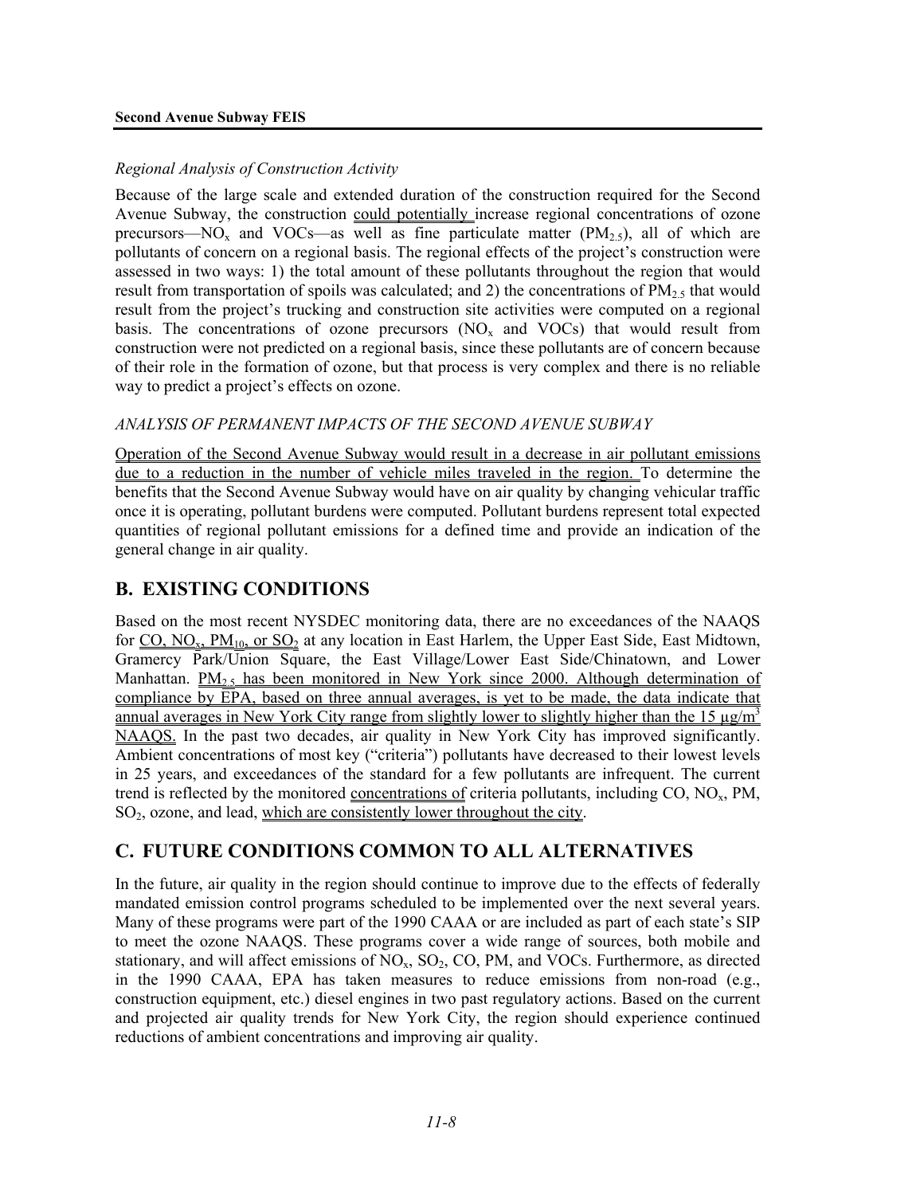*Regional Analysis of Construction Activity*

Because of the large scale and extended duration of the construction required for the Second Avenue Subway, the construction could potentially increase regional concentrations of ozone precursors—$NO_x$ and VOCs—as well as fine particulate matter ($PM_{2.5}$), all of which are pollutants of concern on a regional basis. The regional effects of the project's construction were assessed in two ways: 1) the total amount of these pollutants throughout the region that would result from transportation of spoils was calculated; and 2) the concentrations of $PM_{2.5}$ that would result from the project's trucking and construction site activities were computed on a regional basis. The concentrations of ozone precursors ($NO_x$ and VOCs) that would result from construction were not predicted on a regional basis, since these pollutants are of concern because of their role in the formation of ozone, but that process is very complex and there is no reliable way to predict a project's effects on ozone.

*ANALYSIS OF PERMANENT IMPACTS OF THE SECOND AVENUE SUBWAY*

Operation of the Second Avenue Subway would result in a decrease in air pollutant emissions due to a reduction in the number of vehicle miles traveled in the region. To determine the benefits that the Second Avenue Subway would have on air quality by changing vehicular traffic once it is operating, pollutant burdens were computed. Pollutant burdens represent total expected quantities of regional pollutant emissions for a defined time and provide an indication of the general change in air quality.

## B. EXISTING CONDITIONS

Based on the most recent NYSDEC monitoring data, there are no exceedances of the NAAQS for CO, $NO_x$, $PM_{10}$, or $SO_2$ at any location in East Harlem, the Upper East Side, East Midtown, Gramercy Park/Union Square, the East Village/Lower East Side/Chinatown, and Lower Manhattan. $PM_{2.5}$ has been monitored in New York since 2000. Although determination of compliance by EPA, based on three annual averages, is yet to be made, the data indicate that annual averages in New York City range from slightly lower to slightly higher than the 15 $\mu g/m^3$ NAAQS. In the past two decades, air quality in New York City has improved significantly. Ambient concentrations of most key ("criteria") pollutants have decreased to their lowest levels in 25 years, and exceedances of the standard for a few pollutants are infrequent. The current trend is reflected by the monitored concentrations of criteria pollutants, including CO, $NO_x$, PM, $SO_2$, ozone, and lead, which are consistently lower throughout the city.

## C. FUTURE CONDITIONS COMMON TO ALL ALTERNATIVES

In the future, air quality in the region should continue to improve due to the effects of federally mandated emission control programs scheduled to be implemented over the next several years. Many of these programs were part of the 1990 CAAA or are included as part of each state's SIP to meet the ozone NAAQS. These programs cover a wide range of sources, both mobile and stationary, and will affect emissions of $NO_x$, $SO_2$, CO, PM, and VOCs. Furthermore, as directed in the 1990 CAAA, EPA has taken measures to reduce emissions from non-road (e.g., construction equipment, etc.) diesel engines in two past regulatory actions. Based on the current and projected air quality trends for New York City, the region should experience continued reductions of ambient concentrations and improving air quality.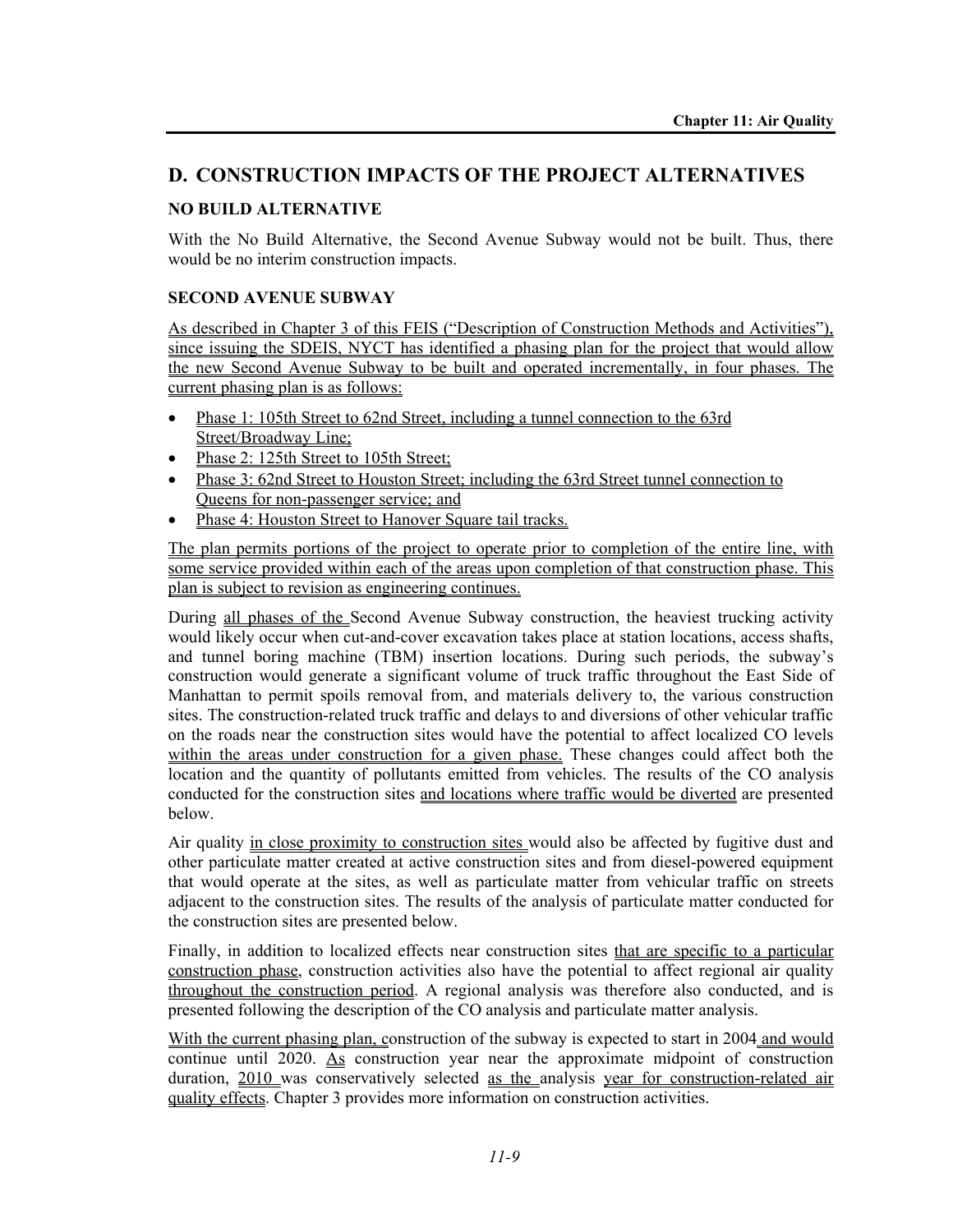## D. CONSTRUCTION IMPACTS OF THE PROJECT ALTERNATIVES

### NO BUILD ALTERNATIVE

With the No Build Alternative, the Second Avenue Subway would not be built. Thus, there would be no interim construction impacts.

### SECOND AVENUE SUBWAY

As described in Chapter 3 of this FEIS ("Description of Construction Methods and Activities"), since issuing the SDEIS, NYCT has identified a phasing plan for the project that would allow the new Second Avenue Subway to be built and operated incrementally, in four phases. The current phasing plan is as follows:

- Phase 1: 105th Street to 62nd Street, including a tunnel connection to the 63rd Street/Broadway Line;
- Phase 2: 125th Street to 105th Street;
- Phase 3: 62nd Street to Houston Street; including the 63rd Street tunnel connection to Queens for non-passenger service; and
- Phase 4: Houston Street to Hanover Square tail tracks.

The plan permits portions of the project to operate prior to completion of the entire line, with some service provided within each of the areas upon completion of that construction phase. This plan is subject to revision as engineering continues.

During all phases of the Second Avenue Subway construction, the heaviest trucking activity would likely occur when cut-and-cover excavation takes place at station locations, access shafts, and tunnel boring machine (TBM) insertion locations. During such periods, the subway's construction would generate a significant volume of truck traffic throughout the East Side of Manhattan to permit spoils removal from, and materials delivery to, the various construction sites. The construction-related truck traffic and delays to and diversions of other vehicular traffic on the roads near the construction sites would have the potential to affect localized CO levels within the areas under construction for a given phase. These changes could affect both the location and the quantity of pollutants emitted from vehicles. The results of the CO analysis conducted for the construction sites and locations where traffic would be diverted are presented below.

Air quality in close proximity to construction sites would also be affected by fugitive dust and other particulate matter created at active construction sites and from diesel-powered equipment that would operate at the sites, as well as particulate matter from vehicular traffic on streets adjacent to the construction sites. The results of the analysis of particulate matter conducted for the construction sites are presented below.

Finally, in addition to localized effects near construction sites that are specific to a particular construction phase, construction activities also have the potential to affect regional air quality throughout the construction period. A regional analysis was therefore also conducted, and is presented following the description of the CO analysis and particulate matter analysis.

With the current phasing plan, construction of the subway is expected to start in 2004 and would continue until 2020. As construction year near the approximate midpoint of construction duration, 2010 was conservatively selected as the analysis year for construction-related air quality effects. Chapter 3 provides more information on construction activities.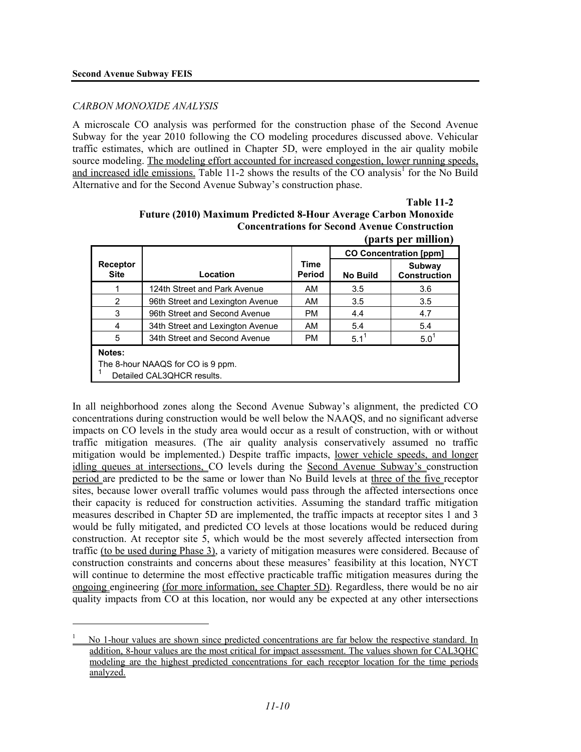*CARBON MONOXIDE ANALYSIS*

A microscale CO analysis was performed for the construction phase of the Second Avenue Subway for the year 2010 following the CO modeling procedures discussed above. Vehicular traffic estimates, which are outlined in Chapter 5D, were employed in the air quality mobile source modeling. The modeling effort accounted for increased congestion, lower running speeds, and increased idle emissions. Table 11-2 shows the results of the CO analysis[1] for the No Build Alternative and for the Second Avenue Subway's construction phase.

**Table 11-2**
**Future (2010) Maximum Predicted 8-Hour Average Carbon Monoxide Concentrations for Second Avenue Construction (parts per million)**

| Receptor Site | Location | Time Period | CO Concentration [ppm] | |
|---|---|---|---|---|
| | | | No Build | Subway Construction |
| 1 | 124th Street and Park Avenue | AM | 3.5 | 3.6 |
| 2 | 96th Street and Lexington Avenue | AM | 3.5 | 3.5 |
| 3 | 96th Street and Second Avenue | PM | 4.4 | 4.7 |
| 4 | 34th Street and Lexington Avenue | AM | 5.4 | 5.4 |
| 5 | 34th Street and Second Avenue | PM | 5.1[1] | 5.0[1] |

**Notes:**
The 8-hour NAAQS for CO is 9 ppm.
[1] Detailed CAL3QHCR results.

In all neighborhood zones along the Second Avenue Subway's alignment, the predicted CO concentrations during construction would be well below the NAAQS, and no significant adverse impacts on CO levels in the study area would occur as a result of construction, with or without traffic mitigation measures. (The air quality analysis conservatively assumed no traffic mitigation would be implemented.) Despite traffic impacts, lower vehicle speeds, and longer idling queues at intersections, CO levels during the Second Avenue Subway's construction period are predicted to be the same or lower than No Build levels at three of the five receptor sites, because lower overall traffic volumes would pass through the affected intersections once their capacity is reduced for construction activities. Assuming the standard traffic mitigation measures described in Chapter 5D are implemented, the traffic impacts at receptor sites 1 and 3 would be fully mitigated, and predicted CO levels at those locations would be reduced during construction. At receptor site 5, which would be the most severely affected intersection from traffic (to be used during Phase 3), a variety of mitigation measures were considered. Because of construction constraints and concerns about these measures' feasibility at this location, NYCT will continue to determine the most effective practicable traffic mitigation measures during the ongoing engineering (for more information, see Chapter 5D). Regardless, there would be no air quality impacts from CO at this location, nor would any be expected at any other intersections

[1] No 1-hour values are shown since predicted concentrations are far below the respective standard. In addition, 8-hour values are the most critical for impact assessment. The values shown for CAL3QHC modeling are the highest predicted concentrations for each receptor location for the time periods analyzed.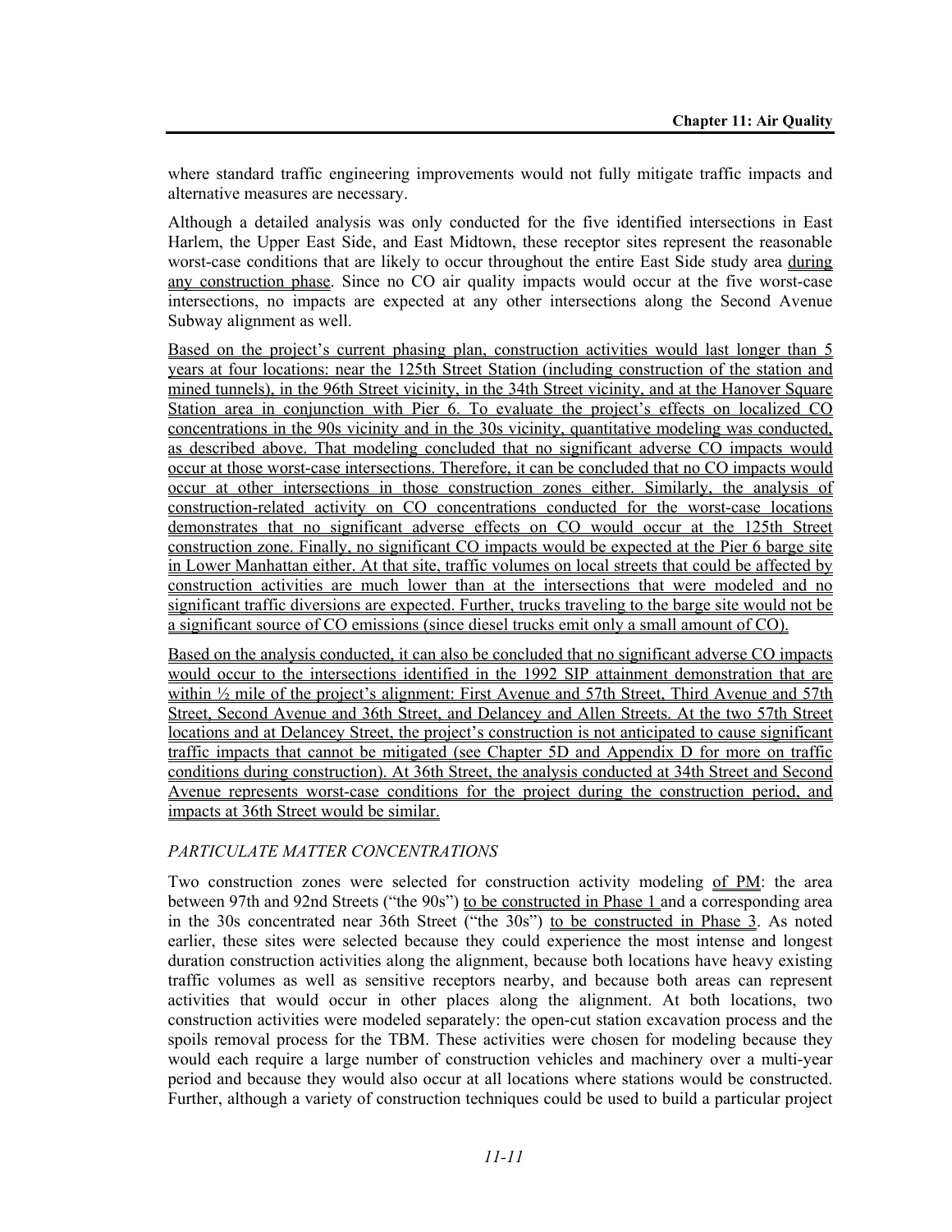where standard traffic engineering improvements would not fully mitigate traffic impacts and alternative measures are necessary.

Although a detailed analysis was only conducted for the five identified intersections in East Harlem, the Upper East Side, and East Midtown, these receptor sites represent the reasonable worst-case conditions that are likely to occur throughout the entire East Side study area during any construction phase. Since no CO air quality impacts would occur at the five worst-case intersections, no impacts are expected at any other intersections along the Second Avenue Subway alignment as well.

Based on the project's current phasing plan, construction activities would last longer than 5 years at four locations: near the 125th Street Station (including construction of the station and mined tunnels), in the 96th Street vicinity, in the 34th Street vicinity, and at the Hanover Square Station area in conjunction with Pier 6. To evaluate the project's effects on localized CO concentrations in the 90s vicinity and in the 30s vicinity, quantitative modeling was conducted, as described above. That modeling concluded that no significant adverse CO impacts would occur at those worst-case intersections. Therefore, it can be concluded that no CO impacts would occur at other intersections in those construction zones either. Similarly, the analysis of construction-related activity on CO concentrations conducted for the worst-case locations demonstrates that no significant adverse effects on CO would occur at the 125th Street construction zone. Finally, no significant CO impacts would be expected at the Pier 6 barge site in Lower Manhattan either. At that site, traffic volumes on local streets that could be affected by construction activities are much lower than at the intersections that were modeled and no significant traffic diversions are expected. Further, trucks traveling to the barge site would not be a significant source of CO emissions (since diesel trucks emit only a small amount of CO).

Based on the analysis conducted, it can also be concluded that no significant adverse CO impacts would occur to the intersections identified in the 1992 SIP attainment demonstration that are within ½ mile of the project's alignment: First Avenue and 57th Street, Third Avenue and 57th Street, Second Avenue and 36th Street, and Delancey and Allen Streets. At the two 57th Street locations and at Delancey Street, the project's construction is not anticipated to cause significant traffic impacts that cannot be mitigated (see Chapter 5D and Appendix D for more on traffic conditions during construction). At 36th Street, the analysis conducted at 34th Street and Second Avenue represents worst-case conditions for the project during the construction period, and impacts at 36th Street would be similar.

*PARTICULATE MATTER CONCENTRATIONS*

Two construction zones were selected for construction activity modeling of PM: the area between 97th and 92nd Streets ("the 90s") to be constructed in Phase 1 and a corresponding area in the 30s concentrated near 36th Street ("the 30s") to be constructed in Phase 3. As noted earlier, these sites were selected because they could experience the most intense and longest duration construction activities along the alignment, because both locations have heavy existing traffic volumes as well as sensitive receptors nearby, and because both areas can represent activities that would occur in other places along the alignment. At both locations, two construction activities were modeled separately: the open-cut station excavation process and the spoils removal process for the TBM. These activities were chosen for modeling because they would each require a large number of construction vehicles and machinery over a multi-year period and because they would also occur at all locations where stations would be constructed. Further, although a variety of construction techniques could be used to build a particular project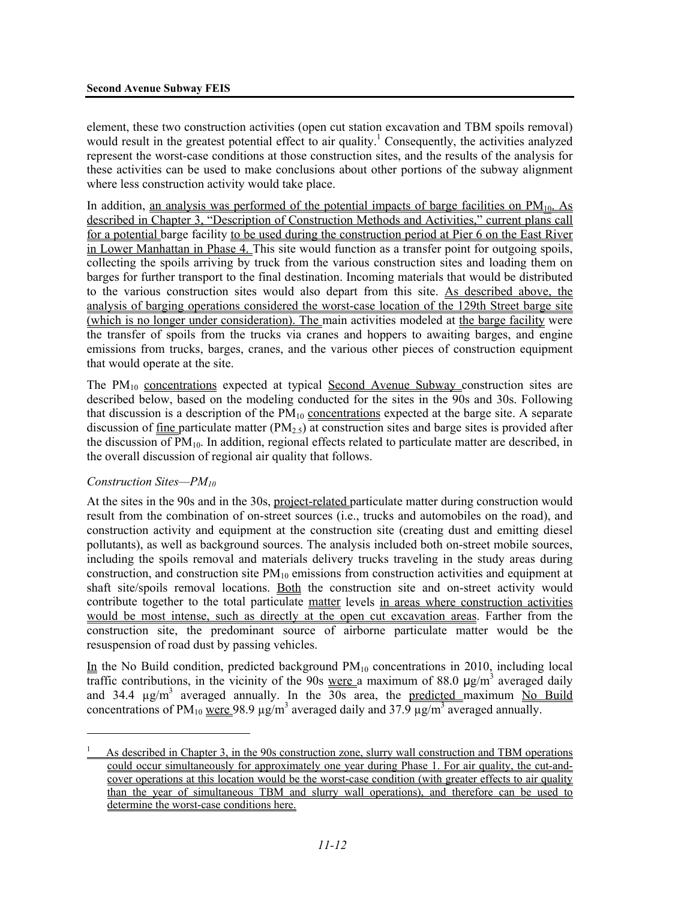element, these two construction activities (open cut station excavation and TBM spoils removal) would result in the greatest potential effect to air quality.[1] Consequently, the activities analyzed represent the worst-case conditions at those construction sites, and the results of the analysis for these activities can be used to make conclusions about other portions of the subway alignment where less construction activity would take place.

In addition, an analysis was performed of the potential impacts of barge facilities on $PM_{10}$. As described in Chapter 3, "Description of Construction Methods and Activities," current plans call for a potential barge facility to be used during the construction period at Pier 6 on the East River in Lower Manhattan in Phase 4. This site would function as a transfer point for outgoing spoils, collecting the spoils arriving by truck from the various construction sites and loading them on barges for further transport to the final destination. Incoming materials that would be distributed to the various construction sites would also depart from this site. As described above, the analysis of barging operations considered the worst-case location of the 129th Street barge site (which is no longer under consideration). The main activities modeled at the barge facility were the transfer of spoils from the trucks via cranes and hoppers to awaiting barges, and engine emissions from trucks, barges, cranes, and the various other pieces of construction equipment that would operate at the site.

The $PM_{10}$ concentrations expected at typical Second Avenue Subway construction sites are described below, based on the modeling conducted for the sites in the 90s and 30s. Following that discussion is a description of the $PM_{10}$ concentrations expected at the barge site. A separate discussion of fine particulate matter ($PM_{2.5}$) at construction sites and barge sites is provided after the discussion of $PM_{10}$. In addition, regional effects related to particulate matter are described, in the overall discussion of regional air quality that follows.

*Construction Sites—$PM_{10}$*

At the sites in the 90s and in the 30s, project-related particulate matter during construction would result from the combination of on-street sources (i.e., trucks and automobiles on the road), and construction activity and equipment at the construction site (creating dust and emitting diesel pollutants), as well as background sources. The analysis included both on-street mobile sources, including the spoils removal and materials delivery trucks traveling in the study areas during construction, and construction site $PM_{10}$ emissions from construction activities and equipment at shaft site/spoils removal locations. Both the construction site and on-street activity would contribute together to the total particulate matter levels in areas where construction activities would be most intense, such as directly at the open cut excavation areas. Farther from the construction site, the predominant source of airborne particulate matter would be the resuspension of road dust by passing vehicles.

In the No Build condition, predicted background $PM_{10}$ concentrations in 2010, including local traffic contributions, in the vicinity of the 90s were a maximum of 88.0 $\mu g/m^3$ averaged daily and 34.4 $\mu g/m^3$ averaged annually. In the 30s area, the predicted maximum No Build concentrations of $PM_{10}$ were 98.9 $\mu g/m^3$ averaged daily and 37.9 $\mu g/m^3$ averaged annually.

[1] As described in Chapter 3, in the 90s construction zone, slurry wall construction and TBM operations could occur simultaneously for approximately one year during Phase 1. For air quality, the cut-and-cover operations at this location would be the worst-case condition (with greater effects to air quality than the year of simultaneous TBM and slurry wall operations), and therefore can be used to determine the worst-case conditions here.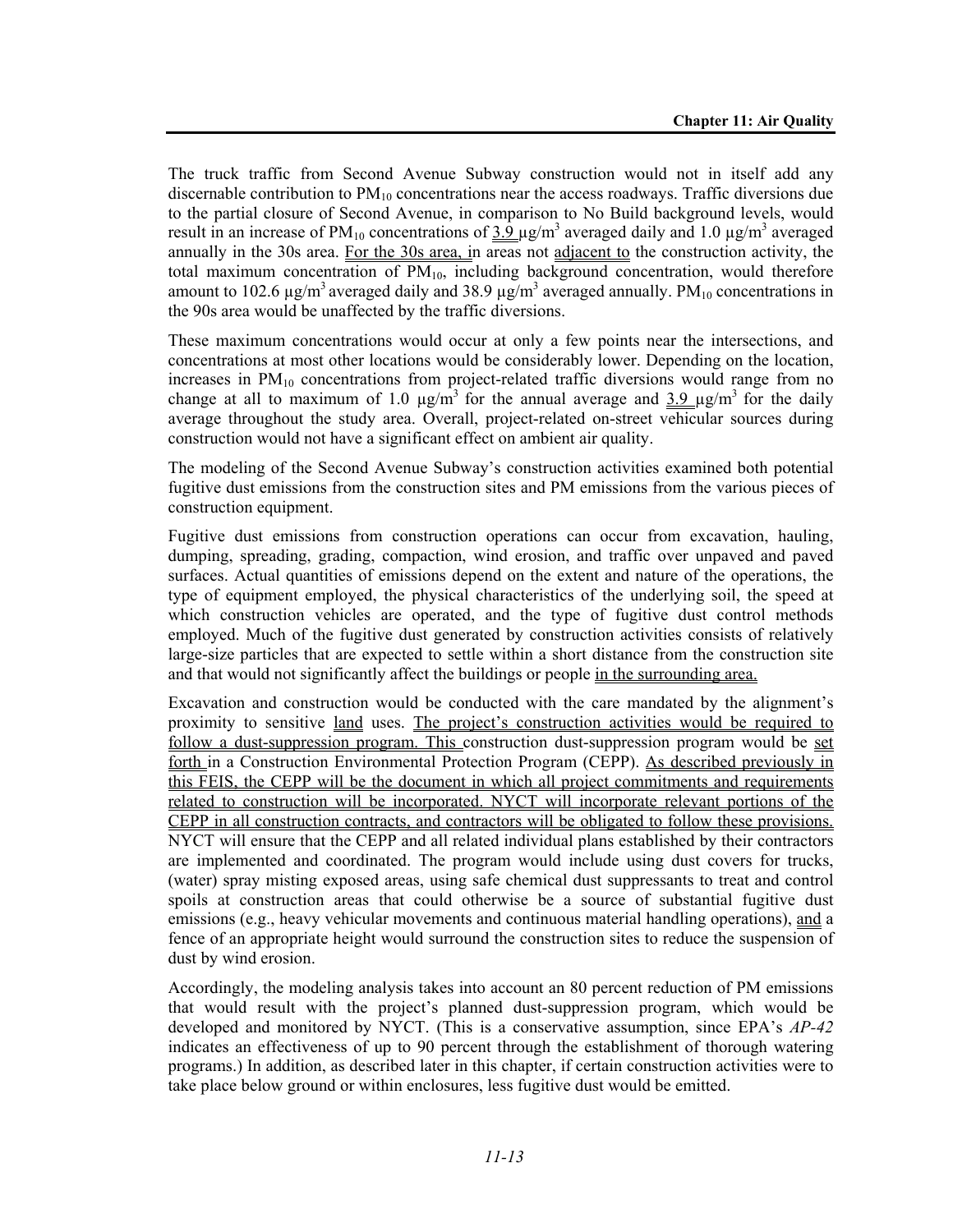The truck traffic from Second Avenue Subway construction would not in itself add any discernable contribution to $PM_{10}$ concentrations near the access roadways. Traffic diversions due to the partial closure of Second Avenue, in comparison to No Build background levels, would result in an increase of $PM_{10}$ concentrations of 3.9 μg/m$^3$ averaged daily and 1.0 μg/m$^3$ averaged annually in the 30s area. For the 30s area, in areas not adjacent to the construction activity, the total maximum concentration of $PM_{10}$, including background concentration, would therefore amount to 102.6 μg/m$^3$ averaged daily and 38.9 μg/m$^3$ averaged annually. $PM_{10}$ concentrations in the 90s area would be unaffected by the traffic diversions.

These maximum concentrations would occur at only a few points near the intersections, and concentrations at most other locations would be considerably lower. Depending on the location, increases in $PM_{10}$ concentrations from project-related traffic diversions would range from no change at all to maximum of 1.0 μg/m$^3$ for the annual average and 3.9 μg/m$^3$ for the daily average throughout the study area. Overall, project-related on-street vehicular sources during construction would not have a significant effect on ambient air quality.

The modeling of the Second Avenue Subway's construction activities examined both potential fugitive dust emissions from the construction sites and PM emissions from the various pieces of construction equipment.

Fugitive dust emissions from construction operations can occur from excavation, hauling, dumping, spreading, grading, compaction, wind erosion, and traffic over unpaved and paved surfaces. Actual quantities of emissions depend on the extent and nature of the operations, the type of equipment employed, the physical characteristics of the underlying soil, the speed at which construction vehicles are operated, and the type of fugitive dust control methods employed. Much of the fugitive dust generated by construction activities consists of relatively large-size particles that are expected to settle within a short distance from the construction site and that would not significantly affect the buildings or people in the surrounding area.

Excavation and construction would be conducted with the care mandated by the alignment's proximity to sensitive land uses. The project's construction activities would be required to follow a dust-suppression program. This construction dust-suppression program would be set forth in a Construction Environmental Protection Program (CEPP). As described previously in this FEIS, the CEPP will be the document in which all project commitments and requirements related to construction will be incorporated. NYCT will incorporate relevant portions of the CEPP in all construction contracts, and contractors will be obligated to follow these provisions. NYCT will ensure that the CEPP and all related individual plans established by their contractors are implemented and coordinated. The program would include using dust covers for trucks, (water) spray misting exposed areas, using safe chemical dust suppressants to treat and control spoils at construction areas that could otherwise be a source of substantial fugitive dust emissions (e.g., heavy vehicular movements and continuous material handling operations), and a fence of an appropriate height would surround the construction sites to reduce the suspension of dust by wind erosion.

Accordingly, the modeling analysis takes into account an 80 percent reduction of PM emissions that would result with the project's planned dust-suppression program, which would be developed and monitored by NYCT. (This is a conservative assumption, since EPA's *AP-42* indicates an effectiveness of up to 90 percent through the establishment of thorough watering programs.) In addition, as described later in this chapter, if certain construction activities were to take place below ground or within enclosures, less fugitive dust would be emitted.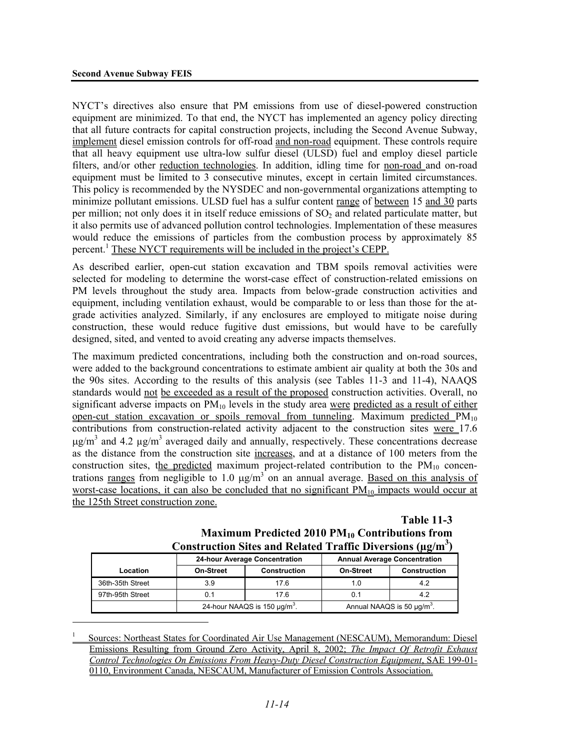NYCT's directives also ensure that PM emissions from use of diesel-powered construction equipment are minimized. To that end, the NYCT has implemented an agency policy directing that all future contracts for capital construction projects, including the Second Avenue Subway, implement diesel emission controls for off-road and non-road equipment. These controls require that all heavy equipment use ultra-low sulfur diesel (ULSD) fuel and employ diesel particle filters, and/or other reduction technologies. In addition, idling time for non-road and on-road equipment must be limited to 3 consecutive minutes, except in certain limited circumstances. This policy is recommended by the NYSDEC and non-governmental organizations attempting to minimize pollutant emissions. ULSD fuel has a sulfur content range of between 15 and 30 parts per million; not only does it in itself reduce emissions of $SO_2$ and related particulate matter, but it also permits use of advanced pollution control technologies. Implementation of these measures would reduce the emissions of particles from the combustion process by approximately 85 percent.[1] These NYCT requirements will be included in the project's CEPP.

As described earlier, open-cut station excavation and TBM spoils removal activities were selected for modeling to determine the worst-case effect of construction-related emissions on PM levels throughout the study area. Impacts from below-grade construction activities and equipment, including ventilation exhaust, would be comparable to or less than those for the at-grade activities analyzed. Similarly, if any enclosures are employed to mitigate noise during construction, these would reduce fugitive dust emissions, but would have to be carefully designed, sited, and vented to avoid creating any adverse impacts themselves.

The maximum predicted concentrations, including both the construction and on-road sources, were added to the background concentrations to estimate ambient air quality at both the 30s and the 90s sites. According to the results of this analysis (see Tables 11-3 and 11-4), NAAQS standards would not be exceeded as a result of the proposed construction activities. Overall, no significant adverse impacts on $PM_{10}$ levels in the study area were predicted as a result of either open-cut station excavation or spoils removal from tunneling. Maximum predicted $PM_{10}$ contributions from construction-related activity adjacent to the construction sites were 17.6 $\mu g/m^3$ and 4.2 $\mu g/m^3$ averaged daily and annually, respectively. These concentrations decrease as the distance from the construction site increases, and at a distance of 100 meters from the construction sites, the predicted maximum project-related contribution to the $PM_{10}$ concentrations ranges from negligible to 1.0 $\mu g/m^3$ on an annual average. Based on this analysis of worst-case locations, it can also be concluded that no significant $PM_{10}$ impacts would occur at the 125th Street construction zone.

**Table 11-3**
**Maximum Predicted 2010 $PM_{10}$ Contributions from Construction Sites and Related Traffic Diversions ($\mu g/m^3$)**

| | 24-hour Average Concentration | | Annual Average Concentration | |
|---|---|---|---|---|
| **Location** | **On-Street** | **Construction** | **On-Street** | **Construction** |
| 36th-35th Street | 3.9 | 17.6 | 1.0 | 4.2 |
| 97th-95th Street | 0.1 | 17.6 | 0.1 | 4.2 |
| | 24-hour NAAQS is 150 $\mu g/m^3$. | | Annual NAAQS is 50 $\mu g/m^3$. | |

[1] Sources: Northeast States for Coordinated Air Use Management (NESCAUM), Memorandum: Diesel Emissions Resulting from Ground Zero Activity, April 8, 2002; *The Impact Of Retrofit Exhaust Control Technologies On Emissions From Heavy-Duty Diesel Construction Equipment*, SAE 199-01-0110, Environment Canada, NESCAUM, Manufacturer of Emission Controls Association.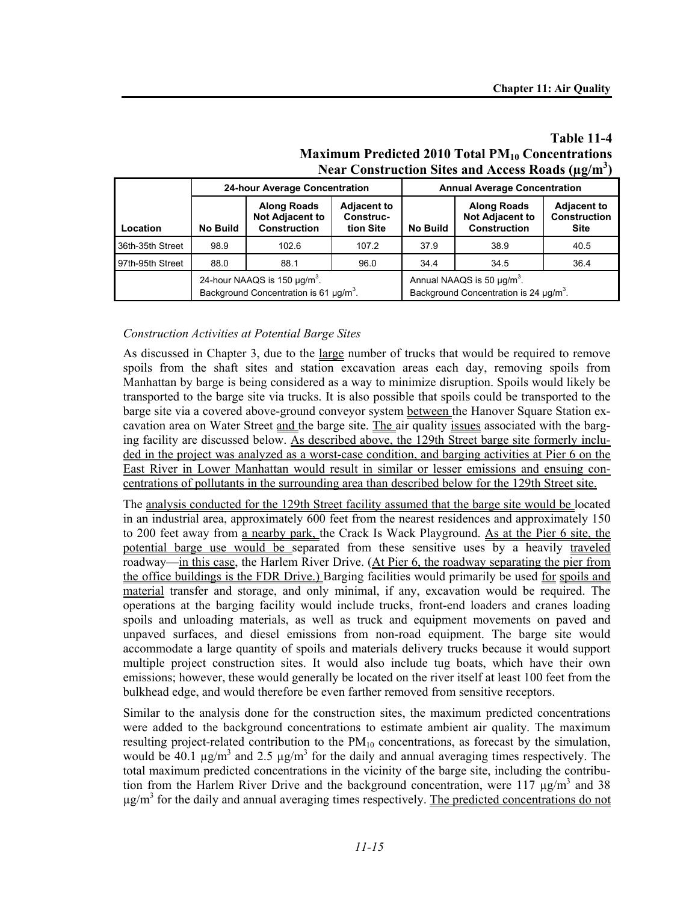**Table 11-4**
**Maximum Predicted 2010 Total $PM_{10}$ Concentrations Near Construction Sites and Access Roads ($\mu g/m^3$)**

| | 24-hour Average Concentration | | | Annual Average Concentration | | |
|---|---|---|---|---|---|---|
| Location | No Build | Along Roads Not Adjacent to Construction | Adjacent to Construction Site | No Build | Along Roads Not Adjacent to Construction | Adjacent to Construction Site |
| 36th-35th Street | 98.9 | 102.6 | 107.2 | 37.9 | 38.9 | 40.5 |
| 97th-95th Street | 88.0 | 88.1 | 96.0 | 34.4 | 34.5 | 36.4 |
| | 24-hour NAAQS is 150 $\mu g/m^3$. Background Concentration is 61 $\mu g/m^3$. | | | Annual NAAQS is 50 $\mu g/m^3$. Background Concentration is 24 $\mu g/m^3$. | | |

*Construction Activities at Potential Barge Sites*

As discussed in Chapter 3, due to the large number of trucks that would be required to remove spoils from the shaft sites and station excavation areas each day, removing spoils from Manhattan by barge is being considered as a way to minimize disruption. Spoils would likely be transported to the barge site via trucks. It is also possible that spoils could be transported to the barge site via a covered above-ground conveyor system between the Hanover Square Station excavation area on Water Street and the barge site. The air quality issues associated with the barging facility are discussed below. As described above, the 129th Street barge site formerly included in the project was analyzed as a worst-case condition, and barging activities at Pier 6 on the East River in Lower Manhattan would result in similar or lesser emissions and ensuing concentrations of pollutants in the surrounding area than described below for the 129th Street site.

The analysis conducted for the 129th Street facility assumed that the barge site would be located in an industrial area, approximately 600 feet from the nearest residences and approximately 150 to 200 feet away from a nearby park, the Crack Is Wack Playground. As at the Pier 6 site, the potential barge use would be separated from these sensitive uses by a heavily traveled roadway—in this case, the Harlem River Drive. (At Pier 6, the roadway separating the pier from the office buildings is the FDR Drive.) Barging facilities would primarily be used for spoils and material transfer and storage, and only minimal, if any, excavation would be required. The operations at the barging facility would include trucks, front-end loaders and cranes loading spoils and unloading materials, as well as truck and equipment movements on paved and unpaved surfaces, and diesel emissions from non-road equipment. The barge site would accommodate a large quantity of spoils and materials delivery trucks because it would support multiple project construction sites. It would also include tug boats, which have their own emissions; however, these would generally be located on the river itself at least 100 feet from the bulkhead edge, and would therefore be even farther removed from sensitive receptors.

Similar to the analysis done for the construction sites, the maximum predicted concentrations were added to the background concentrations to estimate ambient air quality. The maximum resulting project-related contribution to the $PM_{10}$ concentrations, as forecast by the simulation, would be 40.1 $\mu g/m^3$ and 2.5 $\mu g/m^3$ for the daily and annual averaging times respectively. The total maximum predicted concentrations in the vicinity of the barge site, including the contribution from the Harlem River Drive and the background concentration, were 117 $\mu g/m^3$ and 38 $\mu g/m^3$ for the daily and annual averaging times respectively. The predicted concentrations do not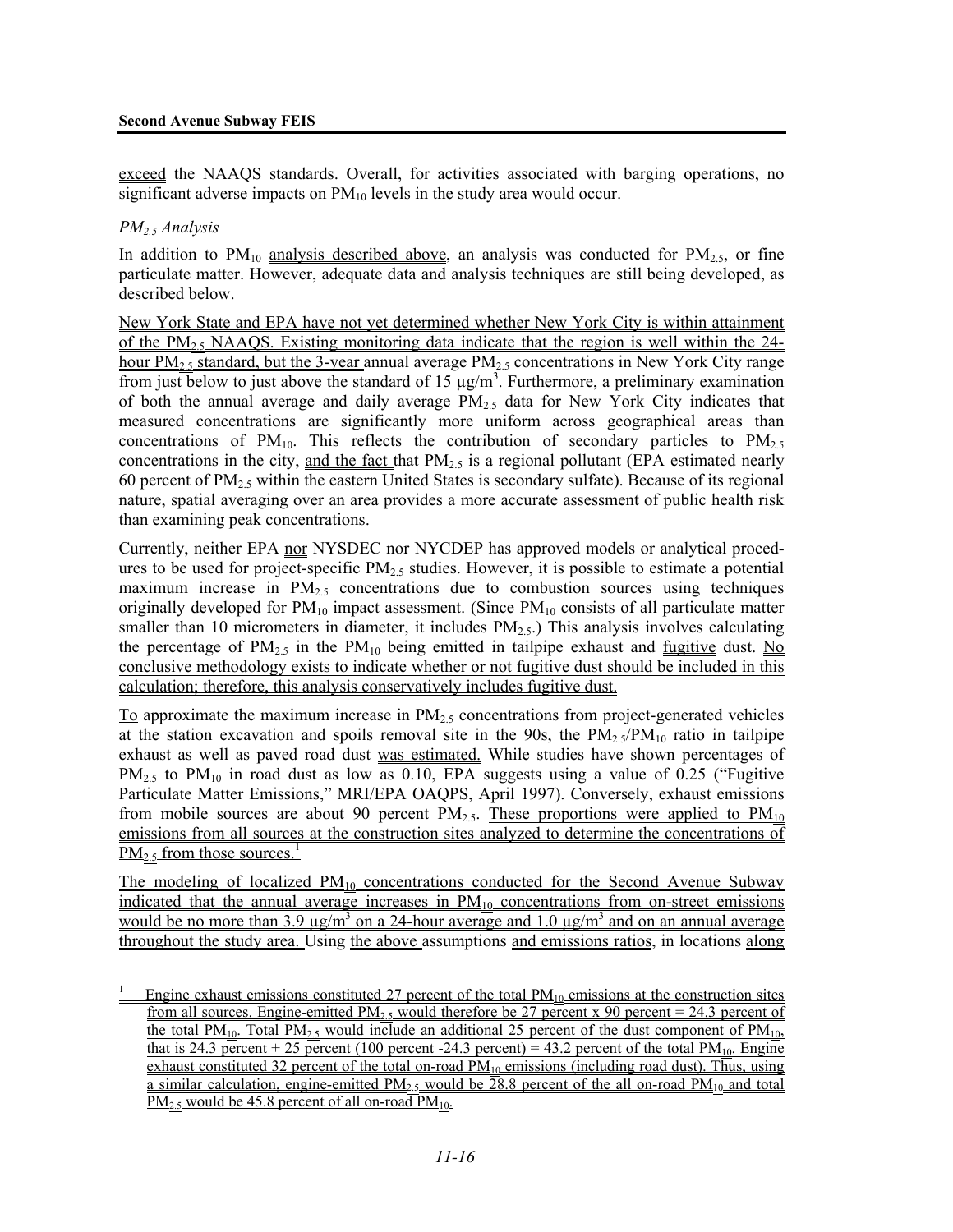exceed the NAAQS standards. Overall, for activities associated with barging operations, no significant adverse impacts on $PM_{10}$ levels in the study area would occur.

*$PM_{2.5}$ Analysis*

In addition to $PM_{10}$ analysis described above, an analysis was conducted for $PM_{2.5}$, or fine particulate matter. However, adequate data and analysis techniques are still being developed, as described below.

New York State and EPA have not yet determined whether New York City is within attainment of the $PM_{2.5}$ NAAQS. Existing monitoring data indicate that the region is well within the 24-hour $PM_{2.5}$ standard, but the 3-year annual average $PM_{2.5}$ concentrations in New York City range from just below to just above the standard of 15 $\mu g/m^3$. Furthermore, a preliminary examination of both the annual average and daily average $PM_{2.5}$ data for New York City indicates that measured concentrations are significantly more uniform across geographical areas than concentrations of $PM_{10}$. This reflects the contribution of secondary particles to $PM_{2.5}$ concentrations in the city, and the fact that $PM_{2.5}$ is a regional pollutant (EPA estimated nearly 60 percent of $PM_{2.5}$ within the eastern United States is secondary sulfate). Because of its regional nature, spatial averaging over an area provides a more accurate assessment of public health risk than examining peak concentrations.

Currently, neither EPA nor NYSDEC nor NYCDEP has approved models or analytical procedures to be used for project-specific $PM_{2.5}$ studies. However, it is possible to estimate a potential maximum increase in $PM_{2.5}$ concentrations due to combustion sources using techniques originally developed for $PM_{10}$ impact assessment. (Since $PM_{10}$ consists of all particulate matter smaller than 10 micrometers in diameter, it includes $PM_{2.5}$.) This analysis involves calculating the percentage of $PM_{2.5}$ in the $PM_{10}$ being emitted in tailpipe exhaust and fugitive dust. No conclusive methodology exists to indicate whether or not fugitive dust should be included in this calculation; therefore, this analysis conservatively includes fugitive dust.

To approximate the maximum increase in $PM_{2.5}$ concentrations from project-generated vehicles at the station excavation and spoils removal site in the 90s, the $PM_{2.5}/PM_{10}$ ratio in tailpipe exhaust as well as paved road dust was estimated. While studies have shown percentages of $PM_{2.5}$ to $PM_{10}$ in road dust as low as 0.10, EPA suggests using a value of 0.25 ("Fugitive Particulate Matter Emissions," MRI/EPA OAQPS, April 1997). Conversely, exhaust emissions from mobile sources are about 90 percent $PM_{2.5}$. These proportions were applied to $PM_{10}$ emissions from all sources at the construction sites analyzed to determine the concentrations of $PM_{2.5}$ from those sources.[1]

The modeling of localized $PM_{10}$ concentrations conducted for the Second Avenue Subway indicated that the annual average increases in $PM_{10}$ concentrations from on-street emissions would be no more than 3.9 $\mu g/m^3$ on a 24-hour average and 1.0 $\mu g/m^3$ and on an annual average throughout the study area. Using the above assumptions and emissions ratios, in locations along

---

[1] Engine exhaust emissions constituted 27 percent of the total $PM_{10}$ emissions at the construction sites from all sources. Engine-emitted $PM_{2.5}$ would therefore be 27 percent x 90 percent = 24.3 percent of the total $PM_{10}$. Total $PM_{2.5}$ would include an additional 25 percent of the dust component of $PM_{10}$, that is 24.3 percent + 25 percent (100 percent -24.3 percent) = 43.2 percent of the total $PM_{10}$. Engine exhaust constituted 32 percent of the total on-road $PM_{10}$ emissions (including road dust). Thus, using a similar calculation, engine-emitted $PM_{2.5}$ would be 28.8 percent of the all on-road $PM_{10}$ and total $PM_{2.5}$ would be 45.8 percent of all on-road $PM_{10}$.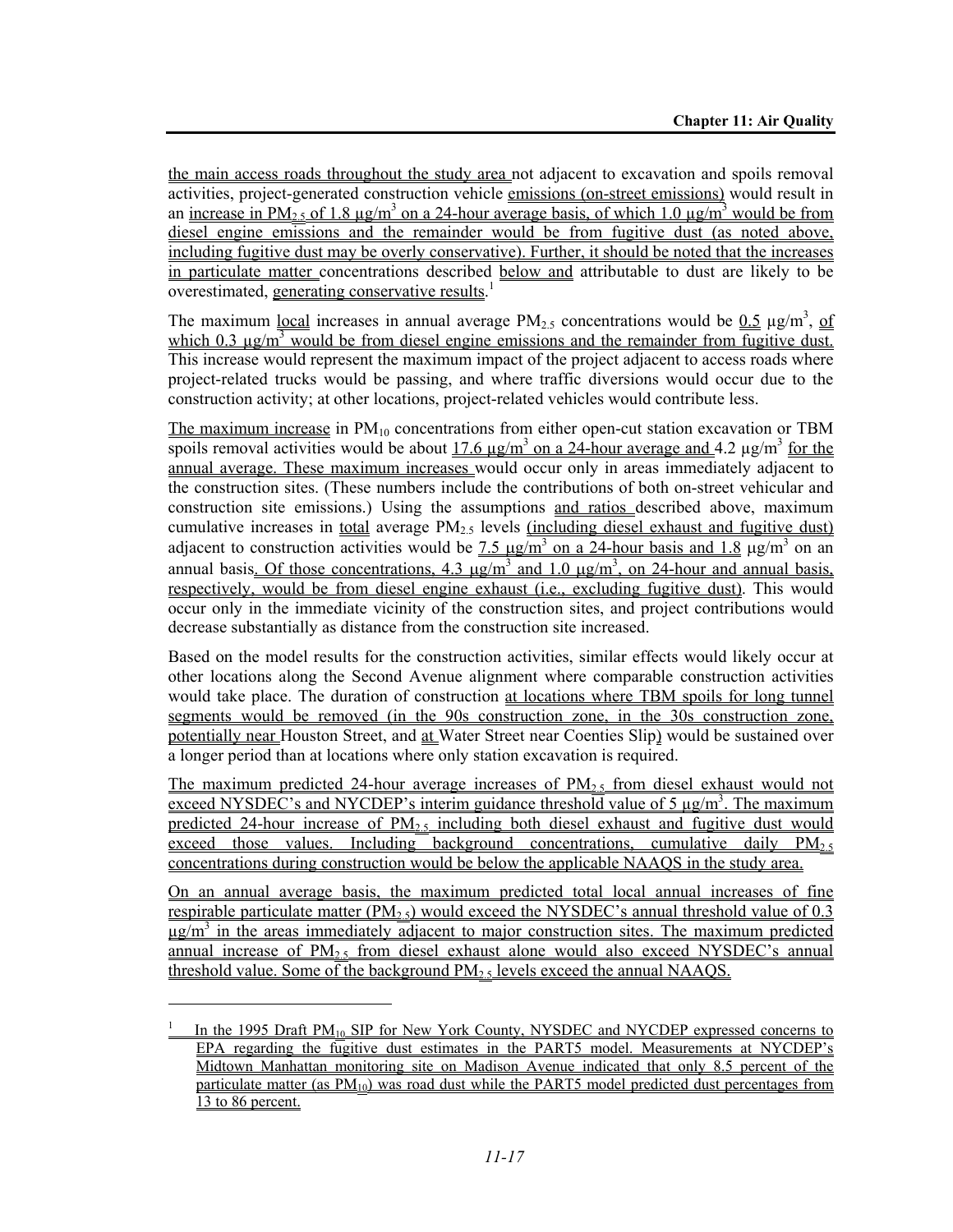the main access roads throughout the study area not adjacent to excavation and spoils removal activities, project-generated construction vehicle emissions (on-street emissions) would result in an increase in $PM_{2.5}$ of 1.8 μg/m$^3$ on a 24-hour average basis, of which 1.0 μg/m$^3$ would be from diesel engine emissions and the remainder would be from fugitive dust (as noted above, including fugitive dust may be overly conservative). Further, it should be noted that the increases in particulate matter concentrations described below and attributable to dust are likely to be overestimated, generating conservative results.[1]

The maximum local increases in annual average $PM_{2.5}$ concentrations would be 0.5 μg/m$^3$, of which 0.3 μg/m$^3$ would be from diesel engine emissions and the remainder from fugitive dust. This increase would represent the maximum impact of the project adjacent to access roads where project-related trucks would be passing, and where traffic diversions would occur due to the construction activity; at other locations, project-related vehicles would contribute less.

The maximum increase in $PM_{10}$ concentrations from either open-cut station excavation or TBM spoils removal activities would be about 17.6 μg/m$^3$ on a 24-hour average and 4.2 μg/m$^3$ for the annual average. These maximum increases would occur only in areas immediately adjacent to the construction sites. (These numbers include the contributions of both on-street vehicular and construction site emissions.) Using the assumptions and ratios described above, maximum cumulative increases in total average $PM_{2.5}$ levels (including diesel exhaust and fugitive dust) adjacent to construction activities would be 7.5 μg/m$^3$ on a 24-hour basis and 1.8 μg/m$^3$ on an annual basis. Of those concentrations, 4.3 μg/m$^3$ and 1.0 μg/m$^3$, on 24-hour and annual basis, respectively, would be from diesel engine exhaust (i.e., excluding fugitive dust). This would occur only in the immediate vicinity of the construction sites, and project contributions would decrease substantially as distance from the construction site increased.

Based on the model results for the construction activities, similar effects would likely occur at other locations along the Second Avenue alignment where comparable construction activities would take place. The duration of construction at locations where TBM spoils for long tunnel segments would be removed (in the 90s construction zone, in the 30s construction zone, potentially near Houston Street, and at Water Street near Coenties Slip) would be sustained over a longer period than at locations where only station excavation is required.

The maximum predicted 24-hour average increases of $PM_{2.5}$ from diesel exhaust would not exceed NYSDEC's and NYCDEP's interim guidance threshold value of 5 μg/m$^3$. The maximum predicted 24-hour increase of $PM_{2.5}$ including both diesel exhaust and fugitive dust would exceed those values. Including background concentrations, cumulative daily $PM_{2.5}$ concentrations during construction would be below the applicable NAAQS in the study area.

On an annual average basis, the maximum predicted total local annual increases of fine respirable particulate matter ($PM_{2.5}$) would exceed the NYSDEC's annual threshold value of 0.3 μg/m$^3$ in the areas immediately adjacent to major construction sites. The maximum predicted annual increase of $PM_{2.5}$ from diesel exhaust alone would also exceed NYSDEC's annual threshold value. Some of the background $PM_{2.5}$ levels exceed the annual NAAQS.

---

[1] In the 1995 Draft $PM_{10}$ SIP for New York County, NYSDEC and NYCDEP expressed concerns to EPA regarding the fugitive dust estimates in the PART5 model. Measurements at NYCDEP's Midtown Manhattan monitoring site on Madison Avenue indicated that only 8.5 percent of the particulate matter (as $PM_{10}$) was road dust while the PART5 model predicted dust percentages from 13 to 86 percent.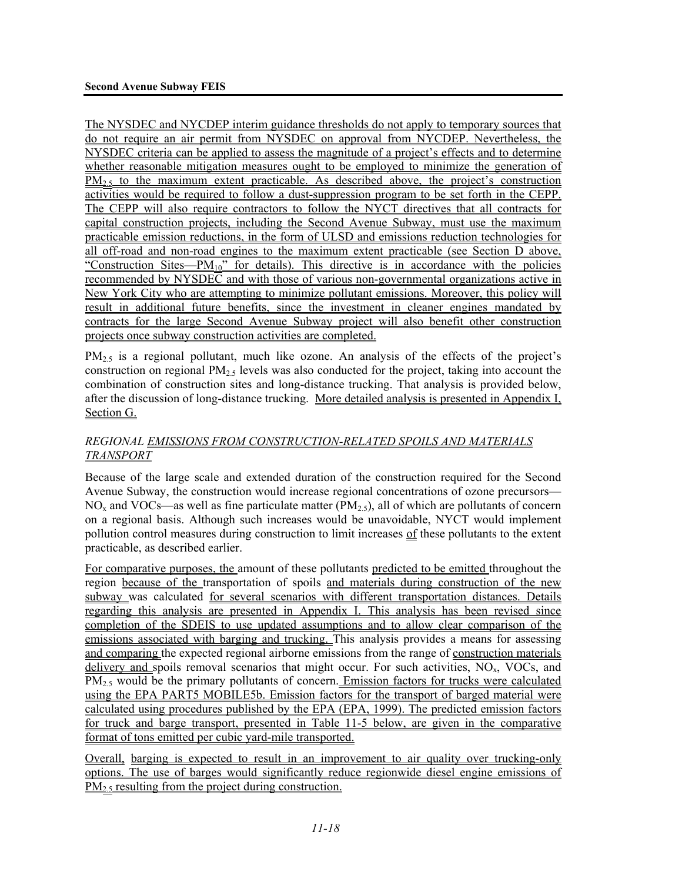The NYSDEC and NYCDEP interim guidance thresholds do not apply to temporary sources that do not require an air permit from NYSDEC on approval from NYCDEP. Nevertheless, the NYSDEC criteria can be applied to assess the magnitude of a project's effects and to determine whether reasonable mitigation measures ought to be employed to minimize the generation of $PM_{2.5}$ to the maximum extent practicable. As described above, the project's construction activities would be required to follow a dust-suppression program to be set forth in the CEPP. The CEPP will also require contractors to follow the NYCT directives that all contracts for capital construction projects, including the Second Avenue Subway, must use the maximum practicable emission reductions, in the form of ULSD and emissions reduction technologies for all off-road and non-road engines to the maximum extent practicable (see Section D above, "Construction Sites—$PM_{10}$" for details). This directive is in accordance with the policies recommended by NYSDEC and with those of various non-governmental organizations active in New York City who are attempting to minimize pollutant emissions. Moreover, this policy will result in additional future benefits, since the investment in cleaner engines mandated by contracts for the large Second Avenue Subway project will also benefit other construction projects once subway construction activities are completed.

$PM_{2.5}$ is a regional pollutant, much like ozone. An analysis of the effects of the project's construction on regional $PM_{2.5}$ levels was also conducted for the project, taking into account the combination of construction sites and long-distance trucking. That analysis is provided below, after the discussion of long-distance trucking. More detailed analysis is presented in Appendix I, Section G.

*REGIONAL EMISSIONS FROM CONSTRUCTION-RELATED SPOILS AND MATERIALS TRANSPORT*

Because of the large scale and extended duration of the construction required for the Second Avenue Subway, the construction would increase regional concentrations of ozone precursors—$NO_x$ and VOCs—as well as fine particulate matter ($PM_{2.5}$), all of which are pollutants of concern on a regional basis. Although such increases would be unavoidable, NYCT would implement pollution control measures during construction to limit increases of these pollutants to the extent practicable, as described earlier.

For comparative purposes, the amount of these pollutants predicted to be emitted throughout the region because of the transportation of spoils and materials during construction of the new subway was calculated for several scenarios with different transportation distances. Details regarding this analysis are presented in Appendix I. This analysis has been revised since completion of the SDEIS to use updated assumptions and to allow clear comparison of the emissions associated with barging and trucking. This analysis provides a means for assessing and comparing the expected regional airborne emissions from the range of construction materials delivery and spoils removal scenarios that might occur. For such activities, $NO_x$, VOCs, and $PM_{2.5}$ would be the primary pollutants of concern. Emission factors for trucks were calculated using the EPA PART5 MOBILE5b. Emission factors for the transport of barged material were calculated using procedures published by the EPA (EPA, 1999). The predicted emission factors for truck and barge transport, presented in Table 11-5 below, are given in the comparative format of tons emitted per cubic yard-mile transported.

Overall, barging is expected to result in an improvement to air quality over trucking-only options. The use of barges would significantly reduce regionwide diesel engine emissions of $PM_{2.5}$ resulting from the project during construction.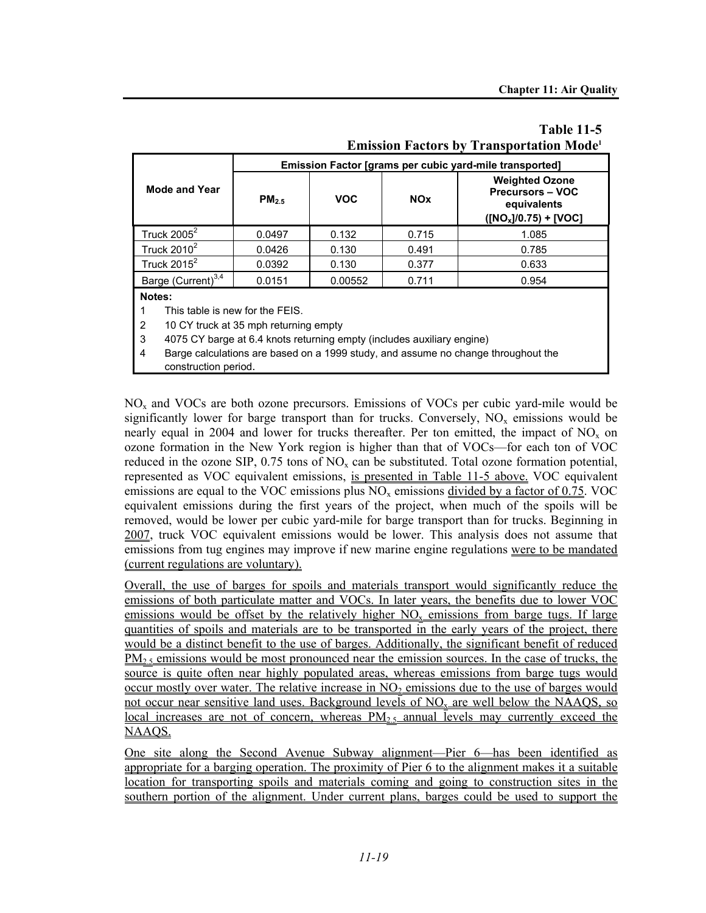**Table 11-5**
**Emission Factors by Transportation Mode[1]**

| Mode and Year | Emission Factor [grams per cubic yard-mile transported] | | | |
|---|---|---|---|---|
| | $PM_{2.5}$ | VOC | NOx | Weighted Ozone Precursors – VOC equivalents ($[NO_x]/0.75$) + [VOC] |
| Truck 2005[2] | 0.0497 | 0.132 | 0.715 | 1.085 |
| Truck 2010[2] | 0.0426 | 0.130 | 0.491 | 0.785 |
| Truck 2015[2] | 0.0392 | 0.130 | 0.377 | 0.633 |
| Barge (Current)[3,4] | 0.0151 | 0.00552 | 0.711 | 0.954 |

**Notes:**

1 This table is new for the FEIS.

2 10 CY truck at 35 mph returning empty

3 4075 CY barge at 6.4 knots returning empty (includes auxiliary engine)

4 Barge calculations are based on a 1999 study, and assume no change throughout the construction period.

$NO_x$ and VOCs are both ozone precursors. Emissions of VOCs per cubic yard-mile would be significantly lower for barge transport than for trucks. Conversely, $NO_x$ emissions would be nearly equal in 2004 and lower for trucks thereafter. Per ton emitted, the impact of $NO_x$ on ozone formation in the New York region is higher than that of VOCs—for each ton of VOC reduced in the ozone SIP, 0.75 tons of $NO_x$ can be substituted. Total ozone formation potential, represented as VOC equivalent emissions, is presented in Table 11-5 above. VOC equivalent emissions are equal to the VOC emissions plus $NO_x$ emissions divided by a factor of 0.75. VOC equivalent emissions during the first years of the project, when much of the spoils will be removed, would be lower per cubic yard-mile for barge transport than for trucks. Beginning in 2007, truck VOC equivalent emissions would be lower. This analysis does not assume that emissions from tug engines may improve if new marine engine regulations were to be mandated (current regulations are voluntary).

Overall, the use of barges for spoils and materials transport would significantly reduce the emissions of both particulate matter and VOCs. In later years, the benefits due to lower VOC emissions would be offset by the relatively higher $NO_x$ emissions from barge tugs. If large quantities of spoils and materials are to be transported in the early years of the project, there would be a distinct benefit to the use of barges. Additionally, the significant benefit of reduced $PM_{2.5}$ emissions would be most pronounced near the emission sources. In the case of trucks, the source is quite often near highly populated areas, whereas emissions from barge tugs would occur mostly over water. The relative increase in $NO_2$ emissions due to the use of barges would not occur near sensitive land uses. Background levels of $NO_x$ are well below the NAAQS, so local increases are not of concern, whereas $PM_{2.5}$ annual levels may currently exceed the NAAQS.

One site along the Second Avenue Subway alignment—Pier 6—has been identified as appropriate for a barging operation. The proximity of Pier 6 to the alignment makes it a suitable location for transporting spoils and materials coming and going to construction sites in the southern portion of the alignment. Under current plans, barges could be used to support the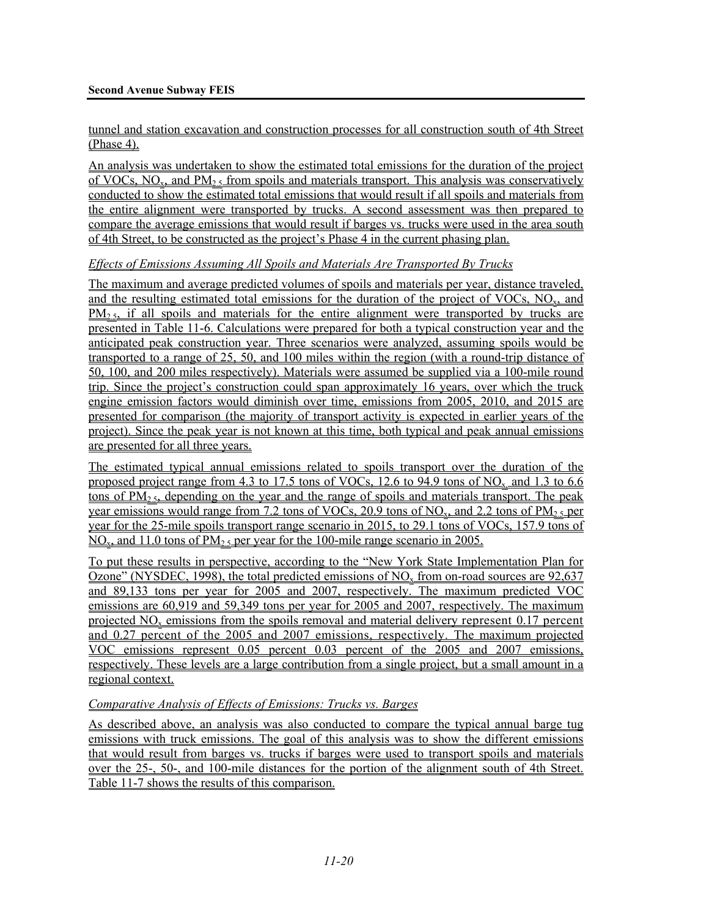tunnel and station excavation and construction processes for all construction south of 4th Street (Phase 4).

An analysis was undertaken to show the estimated total emissions for the duration of the project of VOCs, $NO_x$, and $PM_{2.5}$ from spoils and materials transport. This analysis was conservatively conducted to show the estimated total emissions that would result if all spoils and materials from the entire alignment were transported by trucks. A second assessment was then prepared to compare the average emissions that would result if barges vs. trucks were used in the area south of 4th Street, to be constructed as the project's Phase 4 in the current phasing plan.

*Effects of Emissions Assuming All Spoils and Materials Are Transported By Trucks*

The maximum and average predicted volumes of spoils and materials per year, distance traveled, and the resulting estimated total emissions for the duration of the project of VOCs, $NO_x$, and $PM_{2.5}$, if all spoils and materials for the entire alignment were transported by trucks are presented in Table 11-6. Calculations were prepared for both a typical construction year and the anticipated peak construction year. Three scenarios were analyzed, assuming spoils would be transported to a range of 25, 50, and 100 miles within the region (with a round-trip distance of 50, 100, and 200 miles respectively). Materials were assumed be supplied via a 100-mile round trip. Since the project's construction could span approximately 16 years, over which the truck engine emission factors would diminish over time, emissions from 2005, 2010, and 2015 are presented for comparison (the majority of transport activity is expected in earlier years of the project). Since the peak year is not known at this time, both typical and peak annual emissions are presented for all three years.

The estimated typical annual emissions related to spoils transport over the duration of the proposed project range from 4.3 to 17.5 tons of VOCs, 12.6 to 94.9 tons of $NO_x$ and 1.3 to 6.6 tons of $PM_{2.5}$, depending on the year and the range of spoils and materials transport. The peak year emissions would range from 7.2 tons of VOCs, 20.9 tons of $NO_x$, and 2.2 tons of $PM_{2.5}$ per year for the 25-mile spoils transport range scenario in 2015, to 29.1 tons of VOCs, 157.9 tons of $NO_x$, and 11.0 tons of $PM_{2.5}$ per year for the 100-mile range scenario in 2005.

To put these results in perspective, according to the "New York State Implementation Plan for Ozone" (NYSDEC, 1998), the total predicted emissions of $NO_x$ from on-road sources are 92,637 and 89,133 tons per year for 2005 and 2007, respectively. The maximum predicted VOC emissions are 60,919 and 59,349 tons per year for 2005 and 2007, respectively. The maximum projected $NO_x$ emissions from the spoils removal and material delivery represent 0.17 percent and 0.27 percent of the 2005 and 2007 emissions, respectively. The maximum projected VOC emissions represent 0.05 percent 0.03 percent of the 2005 and 2007 emissions, respectively. These levels are a large contribution from a single project, but a small amount in a regional context.

*Comparative Analysis of Effects of Emissions: Trucks vs. Barges*

As described above, an analysis was also conducted to compare the typical annual barge tug emissions with truck emissions. The goal of this analysis was to show the different emissions that would result from barges vs. trucks if barges were used to transport spoils and materials over the 25-, 50-, and 100-mile distances for the portion of the alignment south of 4th Street. Table 11-7 shows the results of this comparison.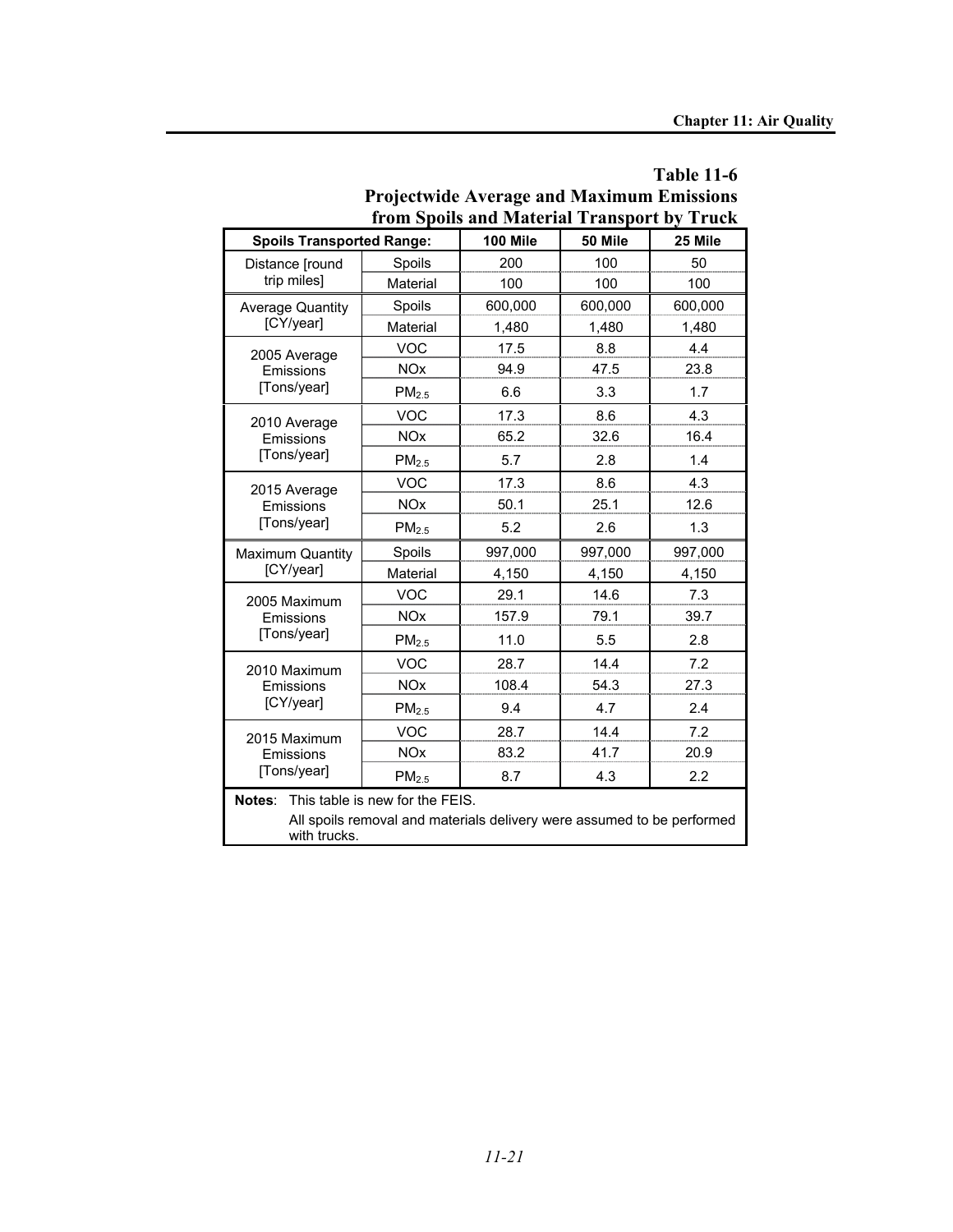**Table 11-6**
**Projectwide Average and Maximum Emissions from Spoils and Material Transport by Truck**

| Spoils Transported Range: | | 100 Mile | 50 Mile | 25 Mile |
|---|---|---|---|---|
| Distance [round trip miles] | Spoils | 200 | 100 | 50 |
| | Material | 100 | 100 | 100 |
| Average Quantity [CY/year] | Spoils | 600,000 | 600,000 | 600,000 |
| | Material | 1,480 | 1,480 | 1,480 |
| 2005 Average Emissions [Tons/year] | VOC | 17.5 | 8.8 | 4.4 |
| | NOx | 94.9 | 47.5 | 23.8 |
| | $PM_{2.5}$ | 6.6 | 3.3 | 1.7 |
| 2010 Average Emissions [Tons/year] | VOC | 17.3 | 8.6 | 4.3 |
| | NOx | 65.2 | 32.6 | 16.4 |
| | $PM_{2.5}$ | 5.7 | 2.8 | 1.4 |
| 2015 Average Emissions [Tons/year] | VOC | 17.3 | 8.6 | 4.3 |
| | NOx | 50.1 | 25.1 | 12.6 |
| | $PM_{2.5}$ | 5.2 | 2.6 | 1.3 |
| Maximum Quantity [CY/year] | Spoils | 997,000 | 997,000 | 997,000 |
| | Material | 4,150 | 4,150 | 4,150 |
| 2005 Maximum Emissions [Tons/year] | VOC | 29.1 | 14.6 | 7.3 |
| | NOx | 157.9 | 79.1 | 39.7 |
| | $PM_{2.5}$ | 11.0 | 5.5 | 2.8 |
| 2010 Maximum Emissions [CY/year] | VOC | 28.7 | 14.4 | 7.2 |
| | NOx | 108.4 | 54.3 | 27.3 |
| | $PM_{2.5}$ | 9.4 | 4.7 | 2.4 |
| 2015 Maximum Emissions [Tons/year] | VOC | 28.7 | 14.4 | 7.2 |
| | NOx | 83.2 | 41.7 | 20.9 |
| | $PM_{2.5}$ | 8.7 | 4.3 | 2.2 |

**Notes**: This table is new for the FEIS.

All spoils removal and materials delivery were assumed to be performed with trucks.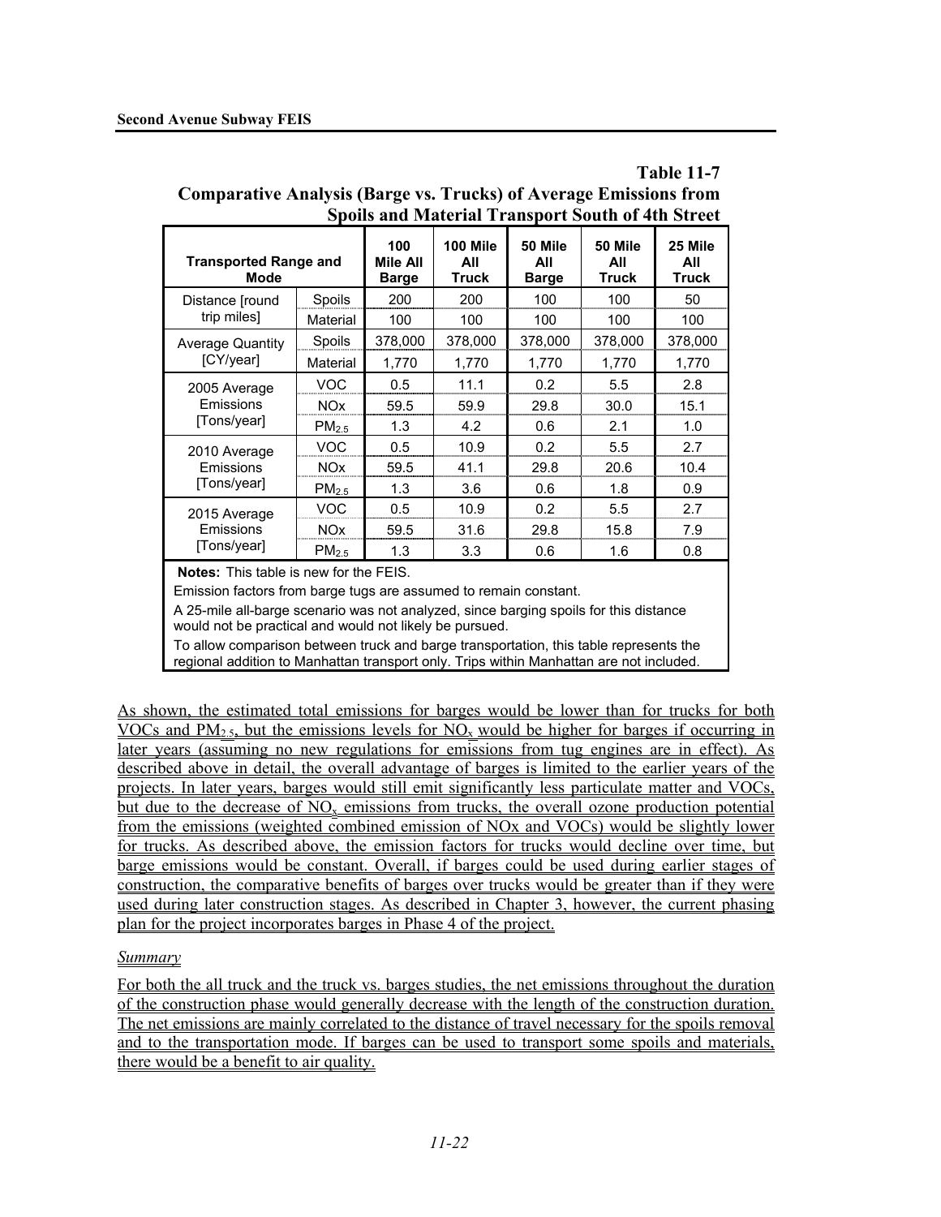**Table 11-7**
**Comparative Analysis (Barge vs. Trucks) of Average Emissions from Spoils and Material Transport South of 4th Street**

| Transported Range and Mode | | 100 Mile All Barge | 100 Mile All Truck | 50 Mile All Barge | 50 Mile All Truck | 25 Mile All Truck |
|---|---|---|---|---|---|---|
| Distance [round trip miles] | Spoils | 200 | 200 | 100 | 100 | 50 |
| | Material | 100 | 100 | 100 | 100 | 100 |
| Average Quantity [CY/year] | Spoils | 378,000 | 378,000 | 378,000 | 378,000 | 378,000 |
| | Material | 1,770 | 1,770 | 1,770 | 1,770 | 1,770 |
| 2005 Average Emissions [Tons/year] | VOC | 0.5 | 11.1 | 0.2 | 5.5 | 2.8 |
| | NOx | 59.5 | 59.9 | 29.8 | 30.0 | 15.1 |
| | $PM_{2.5}$ | 1.3 | 4.2 | 0.6 | 2.1 | 1.0 |
| 2010 Average Emissions [Tons/year] | VOC | 0.5 | 10.9 | 0.2 | 5.5 | 2.7 |
| | NOx | 59.5 | 41.1 | 29.8 | 20.6 | 10.4 |
| | $PM_{2.5}$ | 1.3 | 3.6 | 0.6 | 1.8 | 0.9 |
| 2015 Average Emissions [Tons/year] | VOC | 0.5 | 10.9 | 0.2 | 5.5 | 2.7 |
| | NOx | 59.5 | 31.6 | 29.8 | 15.8 | 7.9 |
| | $PM_{2.5}$ | 1.3 | 3.3 | 0.6 | 1.6 | 0.8 |

**Notes:** This table is new for the FEIS.
Emission factors from barge tugs are assumed to remain constant.
A 25-mile all-barge scenario was not analyzed, since barging spoils for this distance would not be practical and would not likely be pursued.
To allow comparison between truck and barge transportation, this table represents the regional addition to Manhattan transport only. Trips within Manhattan are not included.

As shown, the estimated total emissions for barges would be lower than for trucks for both VOCs and $PM_{2.5}$, but the emissions levels for $NO_x$ would be higher for barges if occurring in later years (assuming no new regulations for emissions from tug engines are in effect). As described above in detail, the overall advantage of barges is limited to the earlier years of the projects. In later years, barges would still emit significantly less particulate matter and VOCs, but due to the decrease of $NO_x$ emissions from trucks, the overall ozone production potential from the emissions (weighted combined emission of NOx and VOCs) would be slightly lower for trucks. As described above, the emission factors for trucks would decline over time, but barge emissions would be constant. Overall, if barges could be used during earlier stages of construction, the comparative benefits of barges over trucks would be greater than if they were used during later construction stages. As described in Chapter 3, however, the current phasing plan for the project incorporates barges in Phase 4 of the project.

*Summary*

For both the all truck and the truck vs. barges studies, the net emissions throughout the duration of the construction phase would generally decrease with the length of the construction duration. The net emissions are mainly correlated to the distance of travel necessary for the spoils removal and to the transportation mode. If barges can be used to transport some spoils and materials, there would be a benefit to air quality.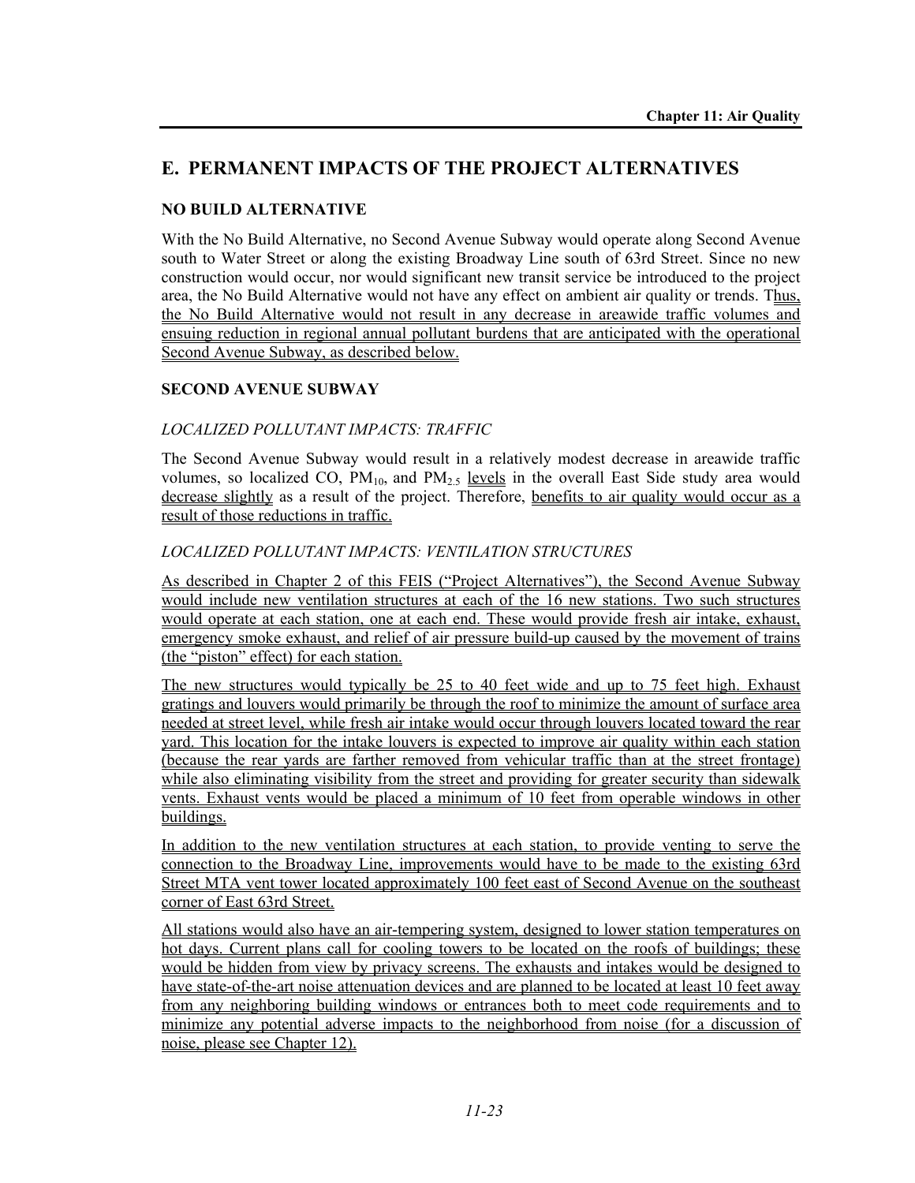## E. PERMANENT IMPACTS OF THE PROJECT ALTERNATIVES

### NO BUILD ALTERNATIVE

With the No Build Alternative, no Second Avenue Subway would operate along Second Avenue south to Water Street or along the existing Broadway Line south of 63rd Street. Since no new construction would occur, nor would significant new transit service be introduced to the project area, the No Build Alternative would not have any effect on ambient air quality or trends. Thus, the No Build Alternative would not result in any decrease in areawide traffic volumes and ensuing reduction in regional annual pollutant burdens that are anticipated with the operational Second Avenue Subway, as described below.

### SECOND AVENUE SUBWAY

*LOCALIZED POLLUTANT IMPACTS: TRAFFIC*

The Second Avenue Subway would result in a relatively modest decrease in areawide traffic volumes, so localized CO, $PM_{10}$, and $PM_{2.5}$ levels in the overall East Side study area would decrease slightly as a result of the project. Therefore, benefits to air quality would occur as a result of those reductions in traffic.

*LOCALIZED POLLUTANT IMPACTS: VENTILATION STRUCTURES*

As described in Chapter 2 of this FEIS ("Project Alternatives"), the Second Avenue Subway would include new ventilation structures at each of the 16 new stations. Two such structures would operate at each station, one at each end. These would provide fresh air intake, exhaust, emergency smoke exhaust, and relief of air pressure build-up caused by the movement of trains (the "piston" effect) for each station.

The new structures would typically be 25 to 40 feet wide and up to 75 feet high. Exhaust gratings and louvers would primarily be through the roof to minimize the amount of surface area needed at street level, while fresh air intake would occur through louvers located toward the rear yard. This location for the intake louvers is expected to improve air quality within each station (because the rear yards are farther removed from vehicular traffic than at the street frontage) while also eliminating visibility from the street and providing for greater security than sidewalk vents. Exhaust vents would be placed a minimum of 10 feet from operable windows in other buildings.

In addition to the new ventilation structures at each station, to provide venting to serve the connection to the Broadway Line, improvements would have to be made to the existing 63rd Street MTA vent tower located approximately 100 feet east of Second Avenue on the southeast corner of East 63rd Street.

All stations would also have an air-tempering system, designed to lower station temperatures on hot days. Current plans call for cooling towers to be located on the roofs of buildings; these would be hidden from view by privacy screens. The exhausts and intakes would be designed to have state-of-the-art noise attenuation devices and are planned to be located at least 10 feet away from any neighboring building windows or entrances both to meet code requirements and to minimize any potential adverse impacts to the neighborhood from noise (for a discussion of noise, please see Chapter 12).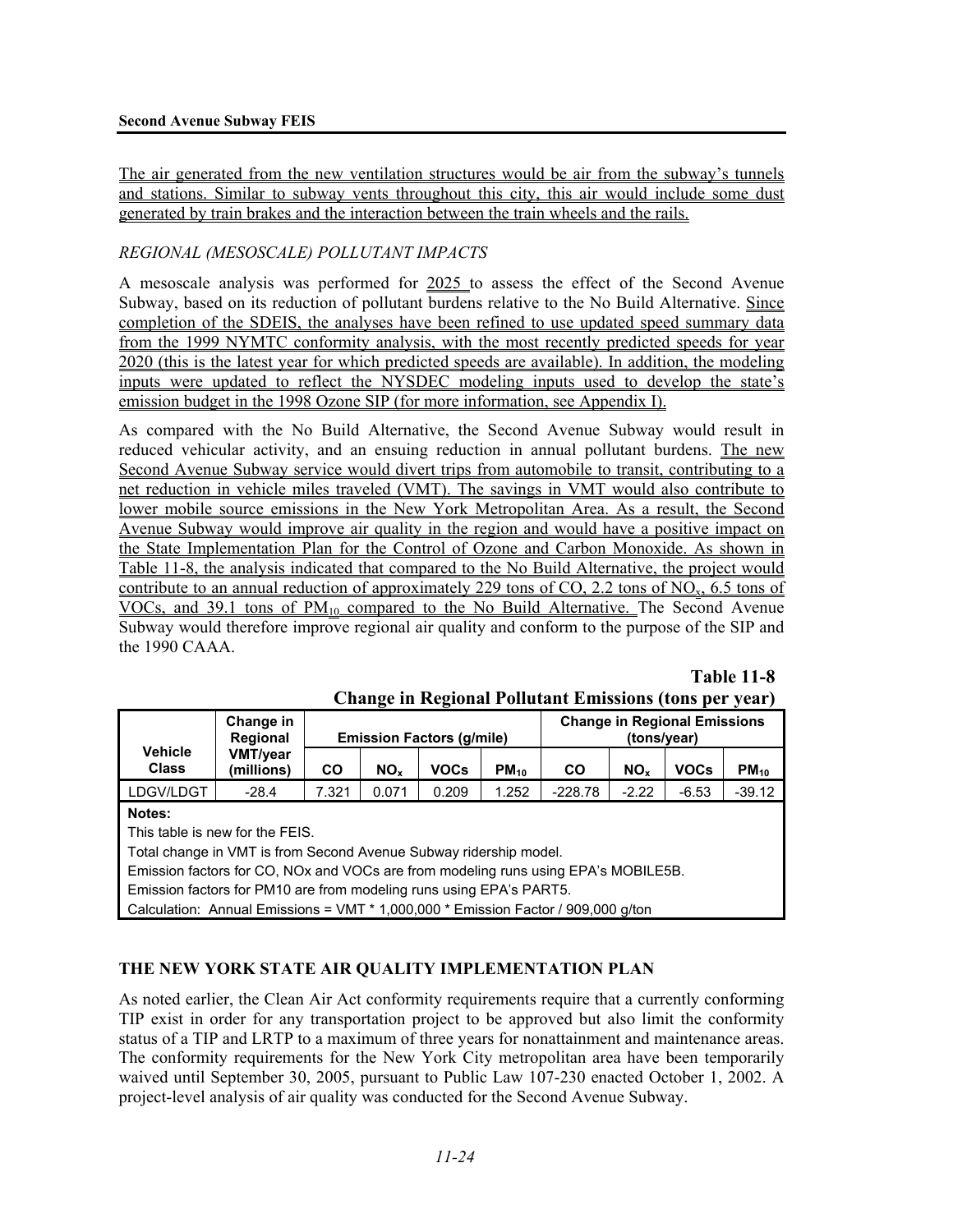The air generated from the new ventilation structures would be air from the subway's tunnels and stations. Similar to subway vents throughout this city, this air would include some dust generated by train brakes and the interaction between the train wheels and the rails.

*REGIONAL (MESOSCALE) POLLUTANT IMPACTS*

A mesoscale analysis was performed for 2025 to assess the effect of the Second Avenue Subway, based on its reduction of pollutant burdens relative to the No Build Alternative. Since completion of the SDEIS, the analyses have been refined to use updated speed summary data from the 1999 NYMTC conformity analysis, with the most recently predicted speeds for year 2020 (this is the latest year for which predicted speeds are available). In addition, the modeling inputs were updated to reflect the NYSDEC modeling inputs used to develop the state's emission budget in the 1998 Ozone SIP (for more information, see Appendix I).

As compared with the No Build Alternative, the Second Avenue Subway would result in reduced vehicular activity, and an ensuing reduction in annual pollutant burdens. The new Second Avenue Subway service would divert trips from automobile to transit, contributing to a net reduction in vehicle miles traveled (VMT). The savings in VMT would also contribute to lower mobile source emissions in the New York Metropolitan Area. As a result, the Second Avenue Subway would improve air quality in the region and would have a positive impact on the State Implementation Plan for the Control of Ozone and Carbon Monoxide. As shown in Table 11-8, the analysis indicated that compared to the No Build Alternative, the project would contribute to an annual reduction of approximately 229 tons of CO, 2.2 tons of $NO_x$, 6.5 tons of VOCs, and 39.1 tons of $PM_{10}$ compared to the No Build Alternative. The Second Avenue Subway would therefore improve regional air quality and conform to the purpose of the SIP and the 1990 CAAA.

**Table 11-8**
**Change in Regional Pollutant Emissions (tons per year)**

| Vehicle Class | Change in Regional VMT/year (millions) | Emission Factors (g/mile) | | | | Change in Regional Emissions (tons/year) | | | |
|---|---|---|---|---|---|---|---|---|---|
| | | CO | $NO_x$ | VOCs | $PM_{10}$ | CO | $NO_x$ | VOCs | $PM_{10}$ |
| LDGV/LDGT | -28.4 | 7.321 | 0.071 | 0.209 | 1.252 | -228.78 | -2.22 | -6.53 | -39.12 |

**Notes:**
This table is new for the FEIS.
Total change in VMT is from Second Avenue Subway ridership model.
Emission factors for CO, NOx and VOCs are from modeling runs using EPA's MOBILE5B.
Emission factors for PM10 are from modeling runs using EPA's PART5.
Calculation: Annual Emissions = VMT * 1,000,000 * Emission Factor / 909,000 g/ton

**THE NEW YORK STATE AIR QUALITY IMPLEMENTATION PLAN**

As noted earlier, the Clean Air Act conformity requirements require that a currently conforming TIP exist in order for any transportation project to be approved but also limit the conformity status of a TIP and LRTP to a maximum of three years for nonattainment and maintenance areas. The conformity requirements for the New York City metropolitan area have been temporarily waived until September 30, 2005, pursuant to Public Law 107-230 enacted October 1, 2002. A project-level analysis of air quality was conducted for the Second Avenue Subway.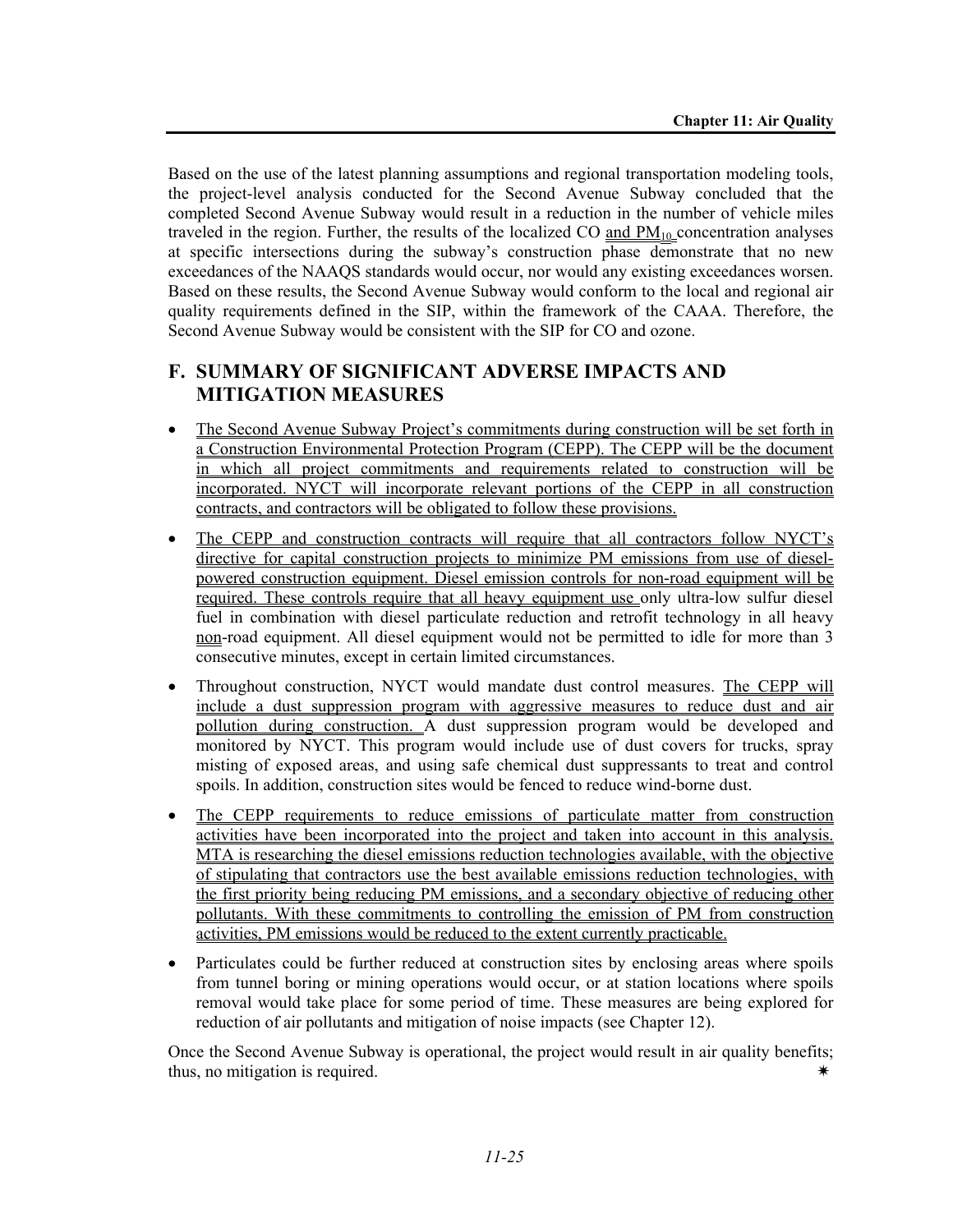Based on the use of the latest planning assumptions and regional transportation modeling tools, the project-level analysis conducted for the Second Avenue Subway concluded that the completed Second Avenue Subway would result in a reduction in the number of vehicle miles traveled in the region. Further, the results of the localized CO and $PM_{10}$ concentration analyses at specific intersections during the subway's construction phase demonstrate that no new exceedances of the NAAQS standards would occur, nor would any existing exceedances worsen. Based on these results, the Second Avenue Subway would conform to the local and regional air quality requirements defined in the SIP, within the framework of the CAAA. Therefore, the Second Avenue Subway would be consistent with the SIP for CO and ozone.

## F. SUMMARY OF SIGNIFICANT ADVERSE IMPACTS AND MITIGATION MEASURES

- The Second Avenue Subway Project's commitments during construction will be set forth in a Construction Environmental Protection Program (CEPP). The CEPP will be the document in which all project commitments and requirements related to construction will be incorporated. NYCT will incorporate relevant portions of the CEPP in all construction contracts, and contractors will be obligated to follow these provisions.
- The CEPP and construction contracts will require that all contractors follow NYCT's directive for capital construction projects to minimize PM emissions from use of diesel-powered construction equipment. Diesel emission controls for non-road equipment will be required. These controls require that all heavy equipment use only ultra-low sulfur diesel fuel in combination with diesel particulate reduction and retrofit technology in all heavy non-road equipment. All diesel equipment would not be permitted to idle for more than 3 consecutive minutes, except in certain limited circumstances.
- Throughout construction, NYCT would mandate dust control measures. The CEPP will include a dust suppression program with aggressive measures to reduce dust and air pollution during construction. A dust suppression program would be developed and monitored by NYCT. This program would include use of dust covers for trucks, spray misting of exposed areas, and using safe chemical dust suppressants to treat and control spoils. In addition, construction sites would be fenced to reduce wind-borne dust.
- The CEPP requirements to reduce emissions of particulate matter from construction activities have been incorporated into the project and taken into account in this analysis. MTA is researching the diesel emissions reduction technologies available, with the objective of stipulating that contractors use the best available emissions reduction technologies, with the first priority being reducing PM emissions, and a secondary objective of reducing other pollutants. With these commitments to controlling the emission of PM from construction activities, PM emissions would be reduced to the extent currently practicable.
- Particulates could be further reduced at construction sites by enclosing areas where spoils from tunnel boring or mining operations would occur, or at station locations where spoils removal would take place for some period of time. These measures are being explored for reduction of air pollutants and mitigation of noise impacts (see Chapter 12).

Once the Second Avenue Subway is operational, the project would result in air quality benefits; thus, no mitigation is required. *